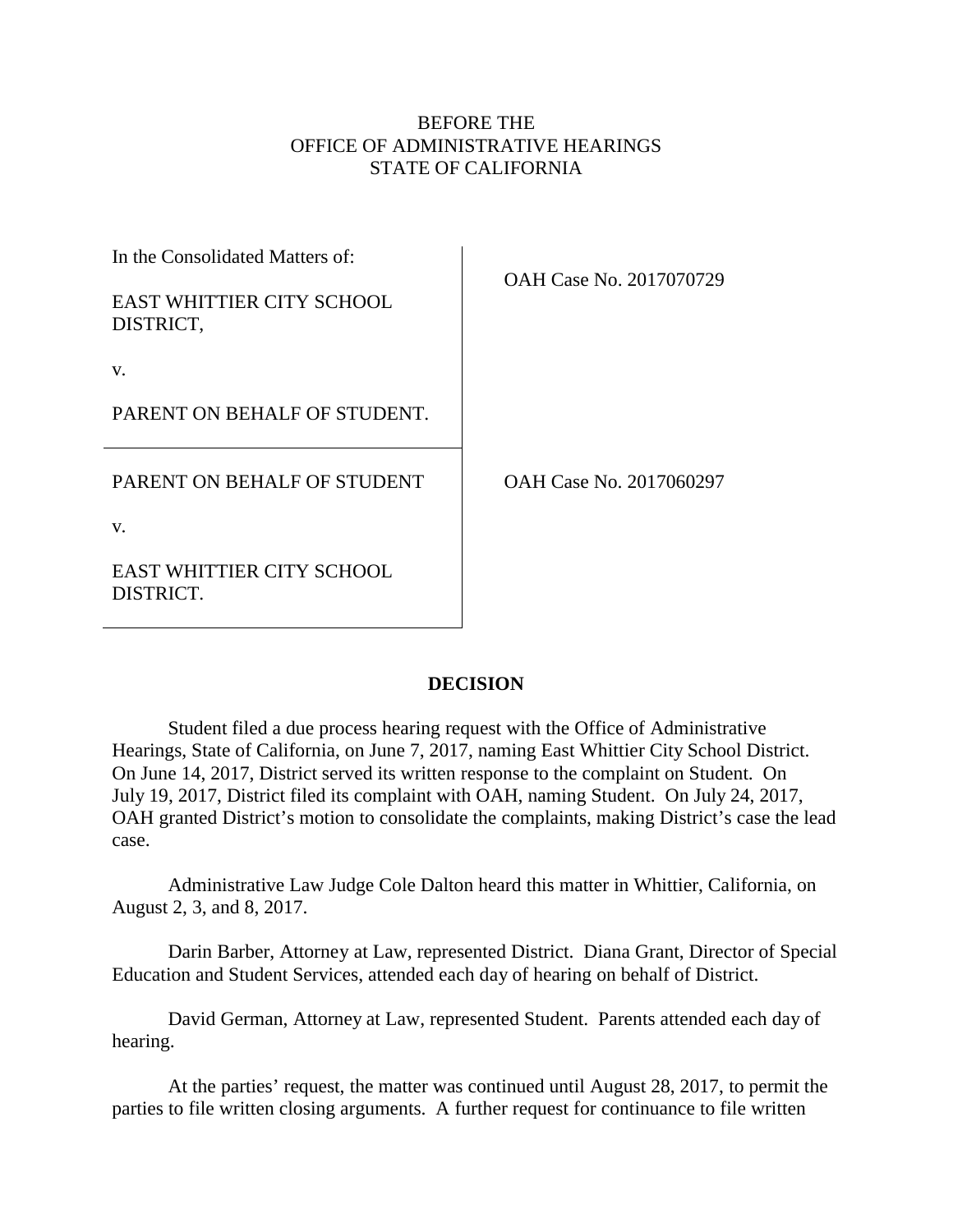BEFORE THE
OFFICE OF ADMINISTRATIVE HEARINGS
STATE OF CALIFORNIA

| In the Consolidated Matters of:<br><br>EAST WHITTIER CITY SCHOOL DISTRICT,<br><br>v.<br><br>PARENT ON BEHALF OF STUDENT. | OAH Case No. 2017070729 |
|---|---|
| PARENT ON BEHALF OF STUDENT<br><br>v.<br><br>EAST WHITTIER CITY SCHOOL DISTRICT. | OAH Case No. 2017060297 |

## DECISION

Student filed a due process hearing request with the Office of Administrative Hearings, State of California, on June 7, 2017, naming East Whittier City School District. On June 14, 2017, District served its written response to the complaint on Student. On July 19, 2017, District filed its complaint with OAH, naming Student. On July 24, 2017, OAH granted District's motion to consolidate the complaints, making District's case the lead case.

Administrative Law Judge Cole Dalton heard this matter in Whittier, California, on August 2, 3, and 8, 2017.

Darin Barber, Attorney at Law, represented District. Diana Grant, Director of Special Education and Student Services, attended each day of hearing on behalf of District.

David German, Attorney at Law, represented Student. Parents attended each day of hearing.

At the parties' request, the matter was continued until August 28, 2017, to permit the parties to file written closing arguments. A further request for continuance to file written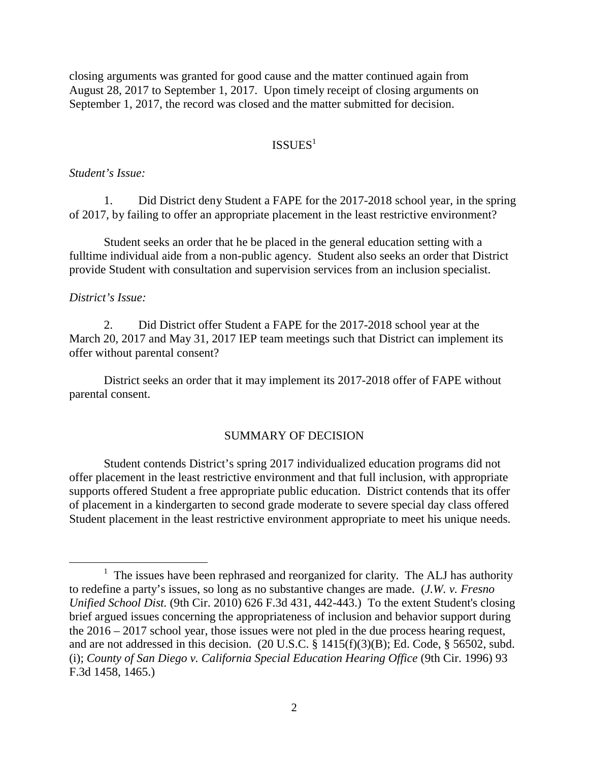closing arguments was granted for good cause and the matter continued again from August 28, 2017 to September 1, 2017. Upon timely receipt of closing arguments on September 1, 2017, the record was closed and the matter submitted for decision.

## ISSUES[1]

*Student's Issue:*

1. Did District deny Student a FAPE for the 2017-2018 school year, in the spring of 2017, by failing to offer an appropriate placement in the least restrictive environment?

Student seeks an order that he be placed in the general education setting with a fulltime individual aide from a non-public agency. Student also seeks an order that District provide Student with consultation and supervision services from an inclusion specialist.

*District's Issue:*

2. Did District offer Student a FAPE for the 2017-2018 school year at the March 20, 2017 and May 31, 2017 IEP team meetings such that District can implement its offer without parental consent?

District seeks an order that it may implement its 2017-2018 offer of FAPE without parental consent.

## SUMMARY OF DECISION

Student contends District's spring 2017 individualized education programs did not offer placement in the least restrictive environment and that full inclusion, with appropriate supports offered Student a free appropriate public education. District contends that its offer of placement in a kindergarten to second grade moderate to severe special day class offered Student placement in the least restrictive environment appropriate to meet his unique needs.

---

[1] The issues have been rephrased and reorganized for clarity. The ALJ has authority to redefine a party's issues, so long as no substantive changes are made. (*J.W. v. Fresno Unified School Dist.* (9th Cir. 2010) 626 F.3d 431, 442-443.) To the extent Student's closing brief argued issues concerning the appropriateness of inclusion and behavior support during the 2016 – 2017 school year, those issues were not pled in the due process hearing request, and are not addressed in this decision. (20 U.S.C. § 1415(f)(3)(B); Ed. Code, § 56502, subd. (i); *County of San Diego v. California Special Education Hearing Office* (9th Cir. 1996) 93 F.3d 1458, 1465.)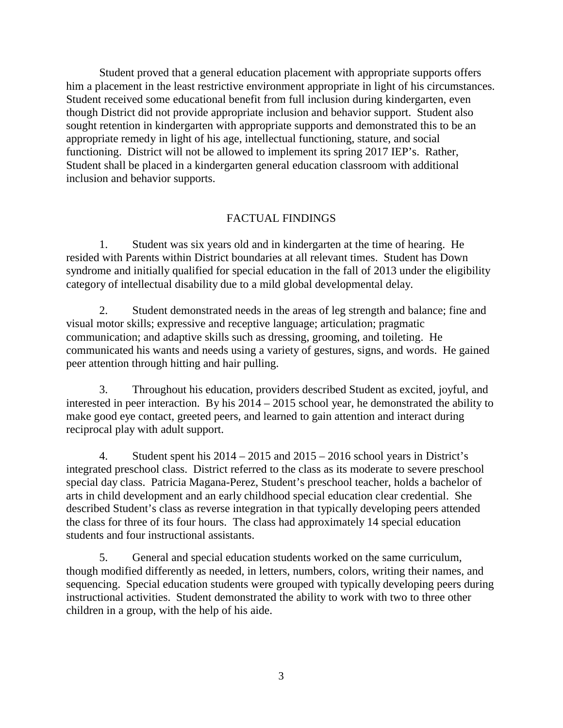Student proved that a general education placement with appropriate supports offers him a placement in the least restrictive environment appropriate in light of his circumstances. Student received some educational benefit from full inclusion during kindergarten, even though District did not provide appropriate inclusion and behavior support. Student also sought retention in kindergarten with appropriate supports and demonstrated this to be an appropriate remedy in light of his age, intellectual functioning, stature, and social functioning. District will not be allowed to implement its spring 2017 IEP's. Rather, Student shall be placed in a kindergarten general education classroom with additional inclusion and behavior supports.

## FACTUAL FINDINGS

1. Student was six years old and in kindergarten at the time of hearing. He resided with Parents within District boundaries at all relevant times. Student has Down syndrome and initially qualified for special education in the fall of 2013 under the eligibility category of intellectual disability due to a mild global developmental delay.

2. Student demonstrated needs in the areas of leg strength and balance; fine and visual motor skills; expressive and receptive language; articulation; pragmatic communication; and adaptive skills such as dressing, grooming, and toileting. He communicated his wants and needs using a variety of gestures, signs, and words. He gained peer attention through hitting and hair pulling.

3. Throughout his education, providers described Student as excited, joyful, and interested in peer interaction. By his 2014 – 2015 school year, he demonstrated the ability to make good eye contact, greeted peers, and learned to gain attention and interact during reciprocal play with adult support.

4. Student spent his 2014 – 2015 and 2015 – 2016 school years in District's integrated preschool class. District referred to the class as its moderate to severe preschool special day class. Patricia Magana-Perez, Student's preschool teacher, holds a bachelor of arts in child development and an early childhood special education clear credential. She described Student's class as reverse integration in that typically developing peers attended the class for three of its four hours. The class had approximately 14 special education students and four instructional assistants.

5. General and special education students worked on the same curriculum, though modified differently as needed, in letters, numbers, colors, writing their names, and sequencing. Special education students were grouped with typically developing peers during instructional activities. Student demonstrated the ability to work with two to three other children in a group, with the help of his aide.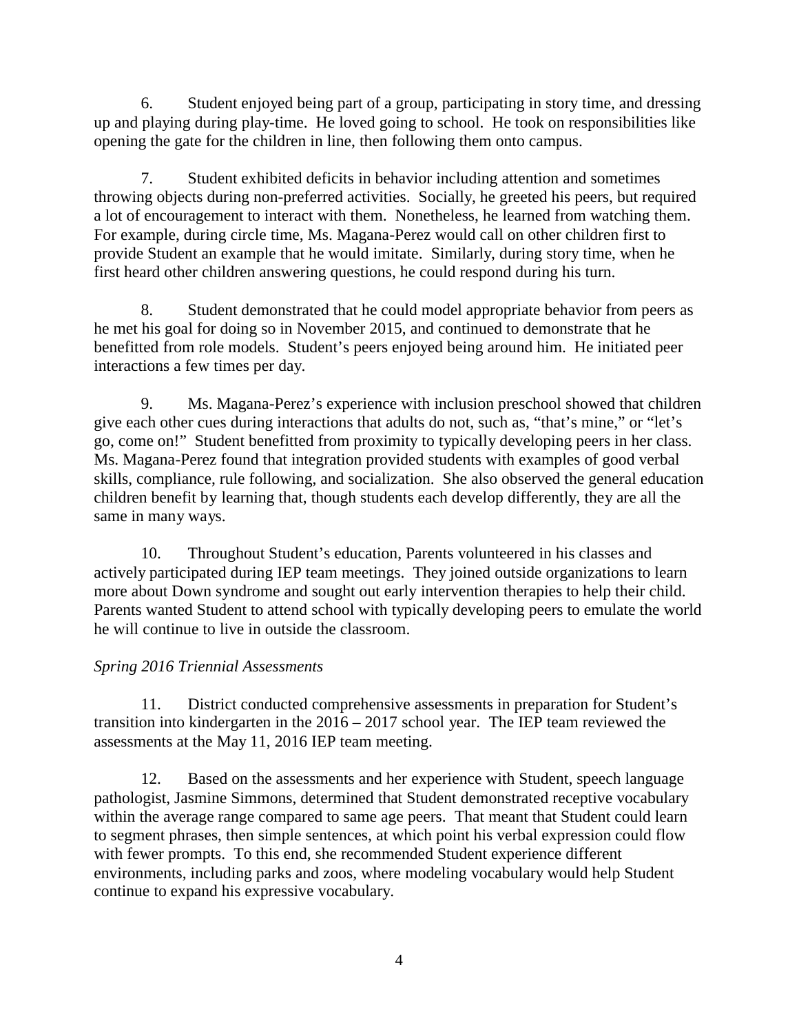6. Student enjoyed being part of a group, participating in story time, and dressing up and playing during play-time. He loved going to school. He took on responsibilities like opening the gate for the children in line, then following them onto campus.

7. Student exhibited deficits in behavior including attention and sometimes throwing objects during non-preferred activities. Socially, he greeted his peers, but required a lot of encouragement to interact with them. Nonetheless, he learned from watching them. For example, during circle time, Ms. Magana-Perez would call on other children first to provide Student an example that he would imitate. Similarly, during story time, when he first heard other children answering questions, he could respond during his turn.

8. Student demonstrated that he could model appropriate behavior from peers as he met his goal for doing so in November 2015, and continued to demonstrate that he benefitted from role models. Student's peers enjoyed being around him. He initiated peer interactions a few times per day.

9. Ms. Magana-Perez's experience with inclusion preschool showed that children give each other cues during interactions that adults do not, such as, "that's mine," or "let's go, come on!" Student benefitted from proximity to typically developing peers in her class. Ms. Magana-Perez found that integration provided students with examples of good verbal skills, compliance, rule following, and socialization. She also observed the general education children benefit by learning that, though students each develop differently, they are all the same in many ways.

10. Throughout Student's education, Parents volunteered in his classes and actively participated during IEP team meetings. They joined outside organizations to learn more about Down syndrome and sought out early intervention therapies to help their child. Parents wanted Student to attend school with typically developing peers to emulate the world he will continue to live in outside the classroom.

*Spring 2016 Triennial Assessments*

11. District conducted comprehensive assessments in preparation for Student's transition into kindergarten in the 2016 – 2017 school year. The IEP team reviewed the assessments at the May 11, 2016 IEP team meeting.

12. Based on the assessments and her experience with Student, speech language pathologist, Jasmine Simmons, determined that Student demonstrated receptive vocabulary within the average range compared to same age peers. That meant that Student could learn to segment phrases, then simple sentences, at which point his verbal expression could flow with fewer prompts. To this end, she recommended Student experience different environments, including parks and zoos, where modeling vocabulary would help Student continue to expand his expressive vocabulary.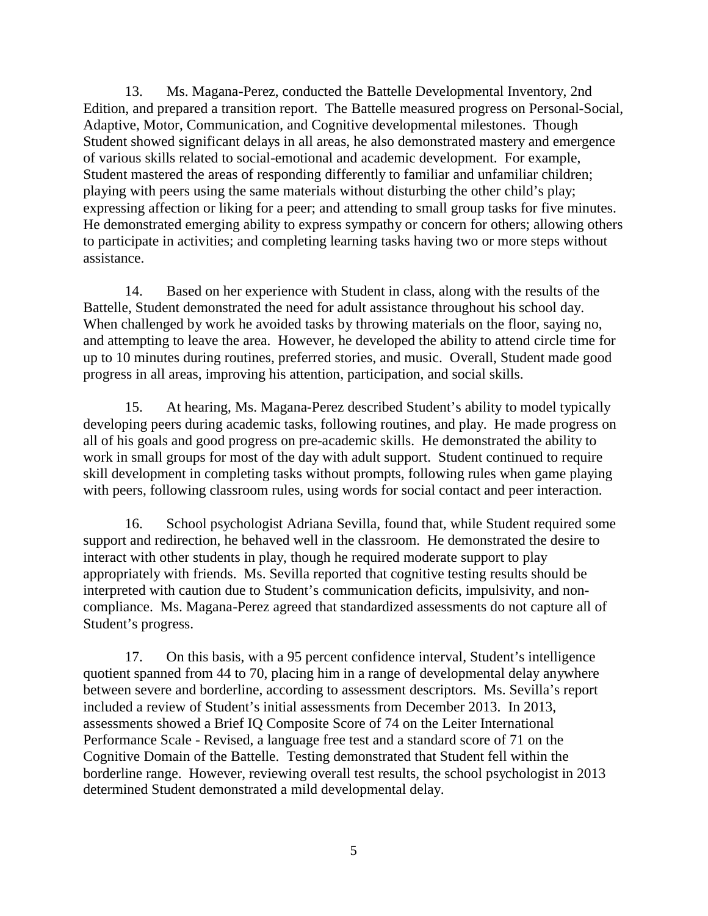13. Ms. Magana-Perez, conducted the Battelle Developmental Inventory, 2nd Edition, and prepared a transition report. The Battelle measured progress on Personal-Social, Adaptive, Motor, Communication, and Cognitive developmental milestones. Though Student showed significant delays in all areas, he also demonstrated mastery and emergence of various skills related to social-emotional and academic development. For example, Student mastered the areas of responding differently to familiar and unfamiliar children; playing with peers using the same materials without disturbing the other child's play; expressing affection or liking for a peer; and attending to small group tasks for five minutes. He demonstrated emerging ability to express sympathy or concern for others; allowing others to participate in activities; and completing learning tasks having two or more steps without assistance.

14. Based on her experience with Student in class, along with the results of the Battelle, Student demonstrated the need for adult assistance throughout his school day. When challenged by work he avoided tasks by throwing materials on the floor, saying no, and attempting to leave the area. However, he developed the ability to attend circle time for up to 10 minutes during routines, preferred stories, and music. Overall, Student made good progress in all areas, improving his attention, participation, and social skills.

15. At hearing, Ms. Magana-Perez described Student's ability to model typically developing peers during academic tasks, following routines, and play. He made progress on all of his goals and good progress on pre-academic skills. He demonstrated the ability to work in small groups for most of the day with adult support. Student continued to require skill development in completing tasks without prompts, following rules when game playing with peers, following classroom rules, using words for social contact and peer interaction.

16. School psychologist Adriana Sevilla, found that, while Student required some support and redirection, he behaved well in the classroom. He demonstrated the desire to interact with other students in play, though he required moderate support to play appropriately with friends. Ms. Sevilla reported that cognitive testing results should be interpreted with caution due to Student's communication deficits, impulsivity, and non-compliance. Ms. Magana-Perez agreed that standardized assessments do not capture all of Student's progress.

17. On this basis, with a 95 percent confidence interval, Student's intelligence quotient spanned from 44 to 70, placing him in a range of developmental delay anywhere between severe and borderline, according to assessment descriptors. Ms. Sevilla's report included a review of Student's initial assessments from December 2013. In 2013, assessments showed a Brief IQ Composite Score of 74 on the Leiter International Performance Scale - Revised, a language free test and a standard score of 71 on the Cognitive Domain of the Battelle. Testing demonstrated that Student fell within the borderline range. However, reviewing overall test results, the school psychologist in 2013 determined Student demonstrated a mild developmental delay.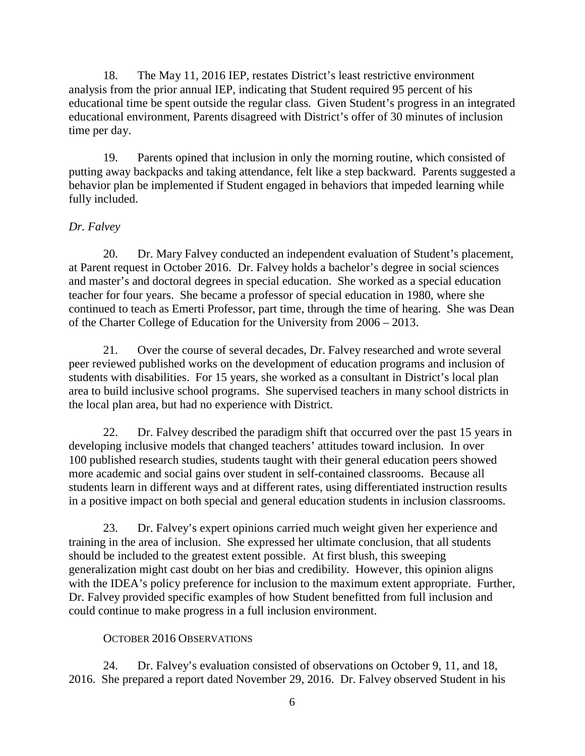18. The May 11, 2016 IEP, restates District's least restrictive environment analysis from the prior annual IEP, indicating that Student required 95 percent of his educational time be spent outside the regular class. Given Student's progress in an integrated educational environment, Parents disagreed with District's offer of 30 minutes of inclusion time per day.

19. Parents opined that inclusion in only the morning routine, which consisted of putting away backpacks and taking attendance, felt like a step backward. Parents suggested a behavior plan be implemented if Student engaged in behaviors that impeded learning while fully included.

*Dr. Falvey*

20. Dr. Mary Falvey conducted an independent evaluation of Student's placement, at Parent request in October 2016. Dr. Falvey holds a bachelor's degree in social sciences and master's and doctoral degrees in special education. She worked as a special education teacher for four years. She became a professor of special education in 1980, where she continued to teach as Emerti Professor, part time, through the time of hearing. She was Dean of the Charter College of Education for the University from 2006 – 2013.

21. Over the course of several decades, Dr. Falvey researched and wrote several peer reviewed published works on the development of education programs and inclusion of students with disabilities. For 15 years, she worked as a consultant in District's local plan area to build inclusive school programs. She supervised teachers in many school districts in the local plan area, but had no experience with District.

22. Dr. Falvey described the paradigm shift that occurred over the past 15 years in developing inclusive models that changed teachers' attitudes toward inclusion. In over 100 published research studies, students taught with their general education peers showed more academic and social gains over student in self-contained classrooms. Because all students learn in different ways and at different rates, using differentiated instruction results in a positive impact on both special and general education students in inclusion classrooms.

23. Dr. Falvey's expert opinions carried much weight given her experience and training in the area of inclusion. She expressed her ultimate conclusion, that all students should be included to the greatest extent possible. At first blush, this sweeping generalization might cast doubt on her bias and credibility. However, this opinion aligns with the IDEA's policy preference for inclusion to the maximum extent appropriate. Further, Dr. Falvey provided specific examples of how Student benefitted from full inclusion and could continue to make progress in a full inclusion environment.

OCTOBER 2016 OBSERVATIONS

24. Dr. Falvey's evaluation consisted of observations on October 9, 11, and 18, 2016. She prepared a report dated November 29, 2016. Dr. Falvey observed Student in his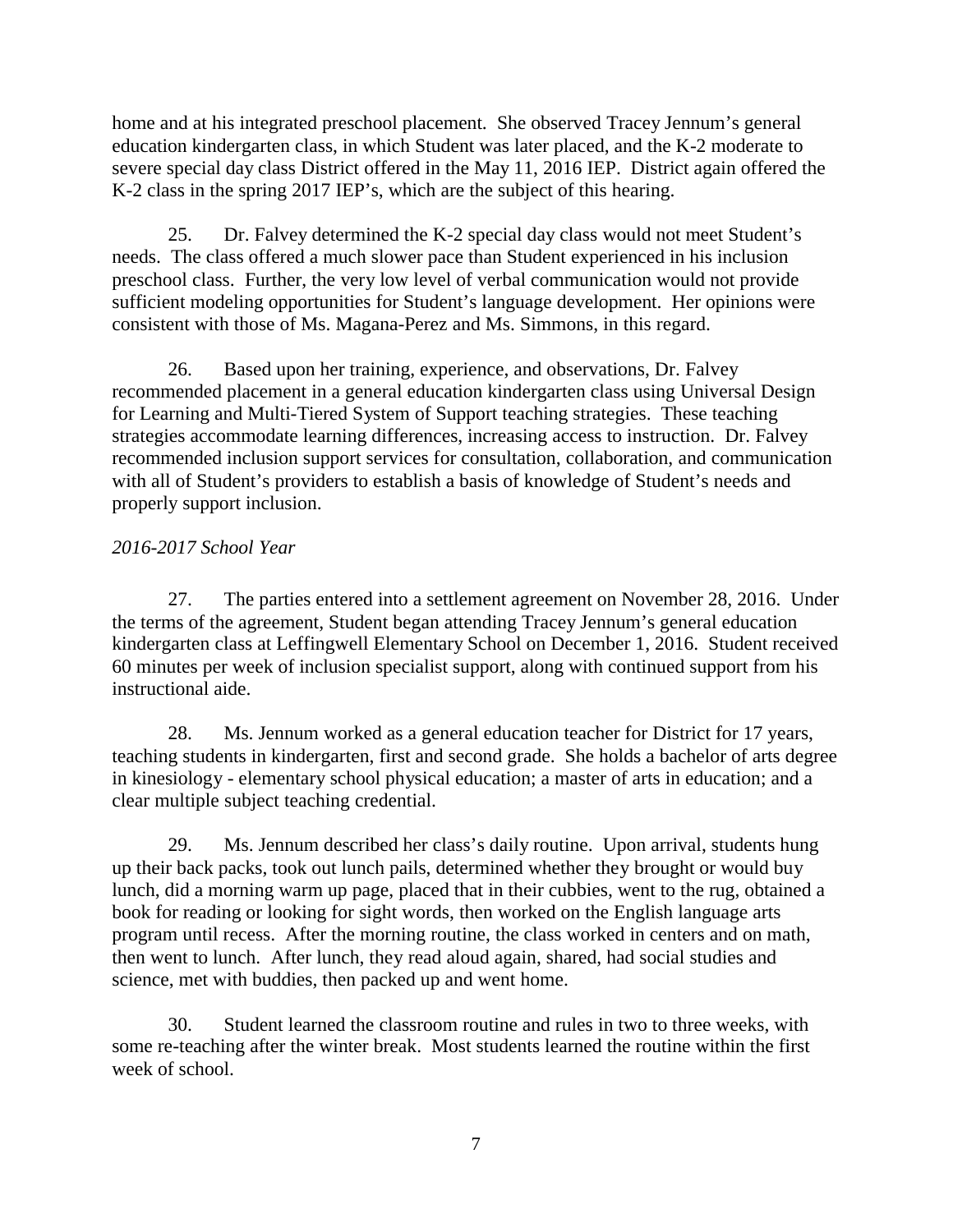home and at his integrated preschool placement. She observed Tracey Jennum's general education kindergarten class, in which Student was later placed, and the K-2 moderate to severe special day class District offered in the May 11, 2016 IEP. District again offered the K-2 class in the spring 2017 IEP's, which are the subject of this hearing.

25. Dr. Falvey determined the K-2 special day class would not meet Student's needs. The class offered a much slower pace than Student experienced in his inclusion preschool class. Further, the very low level of verbal communication would not provide sufficient modeling opportunities for Student's language development. Her opinions were consistent with those of Ms. Magana-Perez and Ms. Simmons, in this regard.

26. Based upon her training, experience, and observations, Dr. Falvey recommended placement in a general education kindergarten class using Universal Design for Learning and Multi-Tiered System of Support teaching strategies. These teaching strategies accommodate learning differences, increasing access to instruction. Dr. Falvey recommended inclusion support services for consultation, collaboration, and communication with all of Student's providers to establish a basis of knowledge of Student's needs and properly support inclusion.

*2016-2017 School Year*

27. The parties entered into a settlement agreement on November 28, 2016. Under the terms of the agreement, Student began attending Tracey Jennum's general education kindergarten class at Leffingwell Elementary School on December 1, 2016. Student received 60 minutes per week of inclusion specialist support, along with continued support from his instructional aide.

28. Ms. Jennum worked as a general education teacher for District for 17 years, teaching students in kindergarten, first and second grade. She holds a bachelor of arts degree in kinesiology - elementary school physical education; a master of arts in education; and a clear multiple subject teaching credential.

29. Ms. Jennum described her class's daily routine. Upon arrival, students hung up their back packs, took out lunch pails, determined whether they brought or would buy lunch, did a morning warm up page, placed that in their cubbies, went to the rug, obtained a book for reading or looking for sight words, then worked on the English language arts program until recess. After the morning routine, the class worked in centers and on math, then went to lunch. After lunch, they read aloud again, shared, had social studies and science, met with buddies, then packed up and went home.

30. Student learned the classroom routine and rules in two to three weeks, with some re-teaching after the winter break. Most students learned the routine within the first week of school.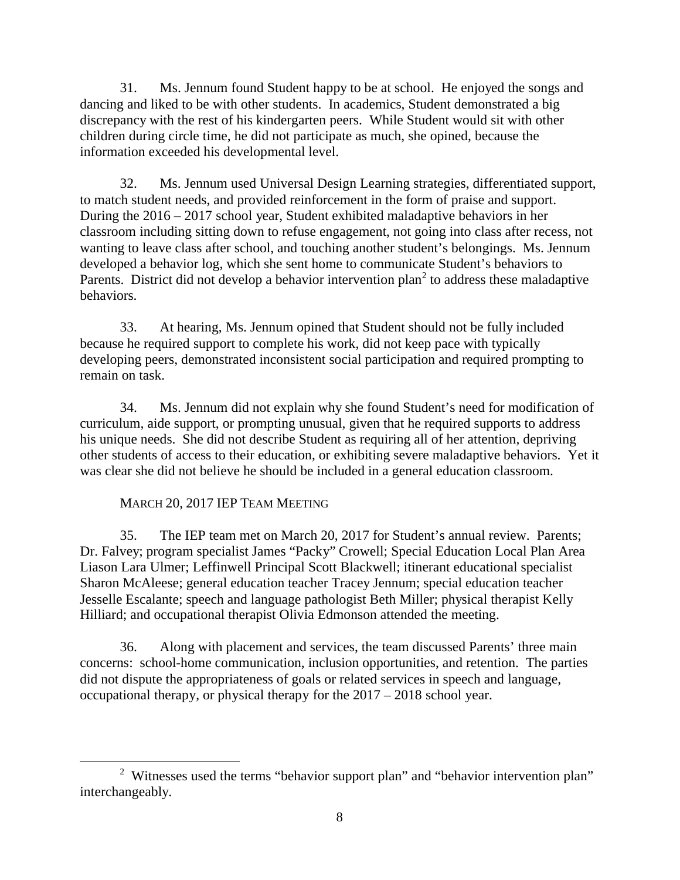31. Ms. Jennum found Student happy to be at school. He enjoyed the songs and dancing and liked to be with other students. In academics, Student demonstrated a big discrepancy with the rest of his kindergarten peers. While Student would sit with other children during circle time, he did not participate as much, she opined, because the information exceeded his developmental level.

32. Ms. Jennum used Universal Design Learning strategies, differentiated support, to match student needs, and provided reinforcement in the form of praise and support. During the 2016 – 2017 school year, Student exhibited maladaptive behaviors in her classroom including sitting down to refuse engagement, not going into class after recess, not wanting to leave class after school, and touching another student's belongings. Ms. Jennum developed a behavior log, which she sent home to communicate Student's behaviors to Parents. District did not develop a behavior intervention plan[2] to address these maladaptive behaviors.

33. At hearing, Ms. Jennum opined that Student should not be fully included because he required support to complete his work, did not keep pace with typically developing peers, demonstrated inconsistent social participation and required prompting to remain on task.

34. Ms. Jennum did not explain why she found Student's need for modification of curriculum, aide support, or prompting unusual, given that he required supports to address his unique needs. She did not describe Student as requiring all of her attention, depriving other students of access to their education, or exhibiting severe maladaptive behaviors. Yet it was clear she did not believe he should be included in a general education classroom.

MARCH 20, 2017 IEP TEAM MEETING

35. The IEP team met on March 20, 2017 for Student's annual review. Parents; Dr. Falvey; program specialist James "Packy" Crowell; Special Education Local Plan Area Liason Lara Ulmer; Leffinwell Principal Scott Blackwell; itinerant educational specialist Sharon McAleese; general education teacher Tracey Jennum; special education teacher Jesselle Escalante; speech and language pathologist Beth Miller; physical therapist Kelly Hilliard; and occupational therapist Olivia Edmonson attended the meeting.

36. Along with placement and services, the team discussed Parents' three main concerns: school-home communication, inclusion opportunities, and retention. The parties did not dispute the appropriateness of goals or related services in speech and language, occupational therapy, or physical therapy for the 2017 – 2018 school year.

[2] Witnesses used the terms "behavior support plan" and "behavior intervention plan" interchangeably.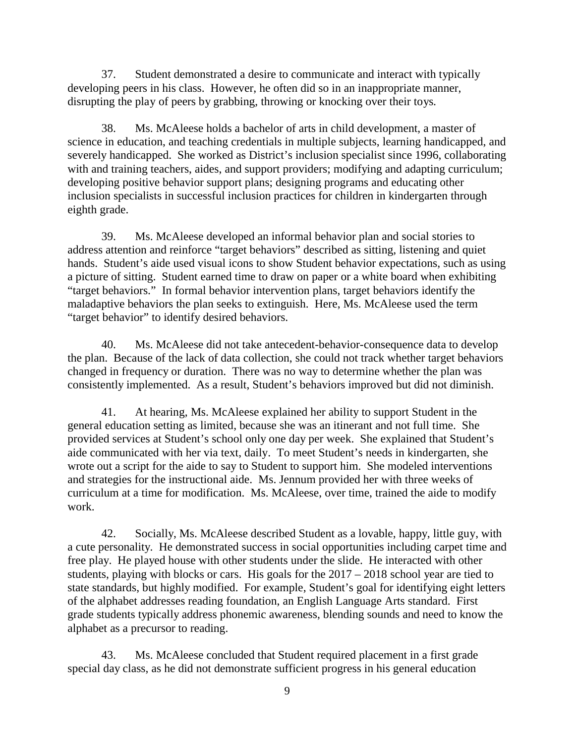37. Student demonstrated a desire to communicate and interact with typically developing peers in his class. However, he often did so in an inappropriate manner, disrupting the play of peers by grabbing, throwing or knocking over their toys.

38. Ms. McAleese holds a bachelor of arts in child development, a master of science in education, and teaching credentials in multiple subjects, learning handicapped, and severely handicapped. She worked as District's inclusion specialist since 1996, collaborating with and training teachers, aides, and support providers; modifying and adapting curriculum; developing positive behavior support plans; designing programs and educating other inclusion specialists in successful inclusion practices for children in kindergarten through eighth grade.

39. Ms. McAleese developed an informal behavior plan and social stories to address attention and reinforce "target behaviors" described as sitting, listening and quiet hands. Student's aide used visual icons to show Student behavior expectations, such as using a picture of sitting. Student earned time to draw on paper or a white board when exhibiting "target behaviors." In formal behavior intervention plans, target behaviors identify the maladaptive behaviors the plan seeks to extinguish. Here, Ms. McAleese used the term "target behavior" to identify desired behaviors.

40. Ms. McAleese did not take antecedent-behavior-consequence data to develop the plan. Because of the lack of data collection, she could not track whether target behaviors changed in frequency or duration. There was no way to determine whether the plan was consistently implemented. As a result, Student's behaviors improved but did not diminish.

41. At hearing, Ms. McAleese explained her ability to support Student in the general education setting as limited, because she was an itinerant and not full time. She provided services at Student's school only one day per week. She explained that Student's aide communicated with her via text, daily. To meet Student's needs in kindergarten, she wrote out a script for the aide to say to Student to support him. She modeled interventions and strategies for the instructional aide. Ms. Jennum provided her with three weeks of curriculum at a time for modification. Ms. McAleese, over time, trained the aide to modify work.

42. Socially, Ms. McAleese described Student as a lovable, happy, little guy, with a cute personality. He demonstrated success in social opportunities including carpet time and free play. He played house with other students under the slide. He interacted with other students, playing with blocks or cars. His goals for the 2017 – 2018 school year are tied to state standards, but highly modified. For example, Student's goal for identifying eight letters of the alphabet addresses reading foundation, an English Language Arts standard. First grade students typically address phonemic awareness, blending sounds and need to know the alphabet as a precursor to reading.

43. Ms. McAleese concluded that Student required placement in a first grade special day class, as he did not demonstrate sufficient progress in his general education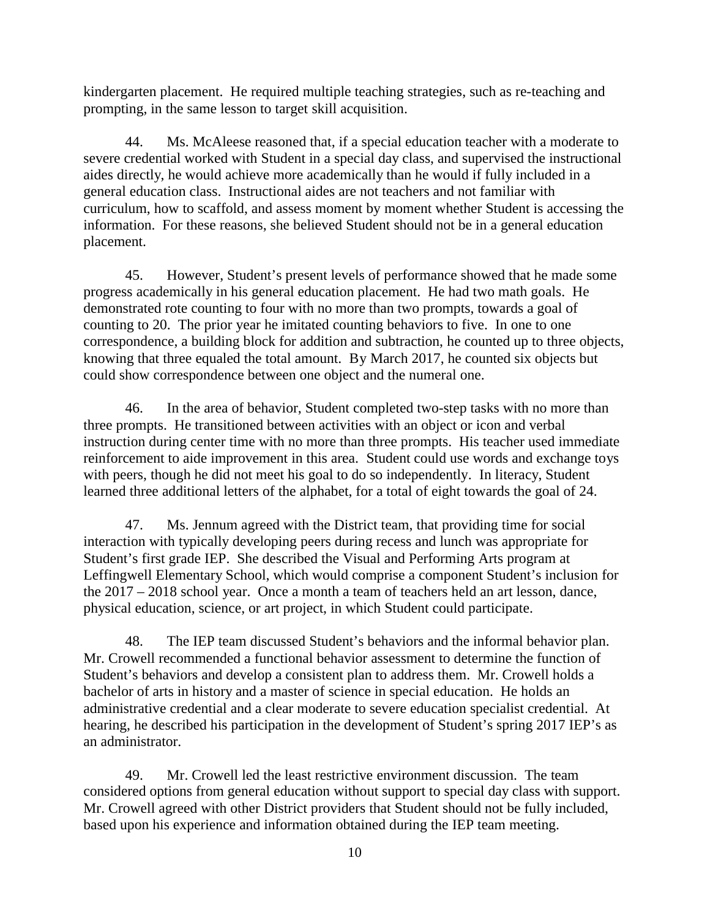kindergarten placement. He required multiple teaching strategies, such as re-teaching and prompting, in the same lesson to target skill acquisition.

44. Ms. McAleese reasoned that, if a special education teacher with a moderate to severe credential worked with Student in a special day class, and supervised the instructional aides directly, he would achieve more academically than he would if fully included in a general education class. Instructional aides are not teachers and not familiar with curriculum, how to scaffold, and assess moment by moment whether Student is accessing the information. For these reasons, she believed Student should not be in a general education placement.

45. However, Student's present levels of performance showed that he made some progress academically in his general education placement. He had two math goals. He demonstrated rote counting to four with no more than two prompts, towards a goal of counting to 20. The prior year he imitated counting behaviors to five. In one to one correspondence, a building block for addition and subtraction, he counted up to three objects, knowing that three equaled the total amount. By March 2017, he counted six objects but could show correspondence between one object and the numeral one.

46. In the area of behavior, Student completed two-step tasks with no more than three prompts. He transitioned between activities with an object or icon and verbal instruction during center time with no more than three prompts. His teacher used immediate reinforcement to aide improvement in this area. Student could use words and exchange toys with peers, though he did not meet his goal to do so independently. In literacy, Student learned three additional letters of the alphabet, for a total of eight towards the goal of 24.

47. Ms. Jennum agreed with the District team, that providing time for social interaction with typically developing peers during recess and lunch was appropriate for Student's first grade IEP. She described the Visual and Performing Arts program at Leffingwell Elementary School, which would comprise a component Student's inclusion for the 2017 – 2018 school year. Once a month a team of teachers held an art lesson, dance, physical education, science, or art project, in which Student could participate.

48. The IEP team discussed Student's behaviors and the informal behavior plan. Mr. Crowell recommended a functional behavior assessment to determine the function of Student's behaviors and develop a consistent plan to address them. Mr. Crowell holds a bachelor of arts in history and a master of science in special education. He holds an administrative credential and a clear moderate to severe education specialist credential. At hearing, he described his participation in the development of Student's spring 2017 IEP's as an administrator.

49. Mr. Crowell led the least restrictive environment discussion. The team considered options from general education without support to special day class with support. Mr. Crowell agreed with other District providers that Student should not be fully included, based upon his experience and information obtained during the IEP team meeting.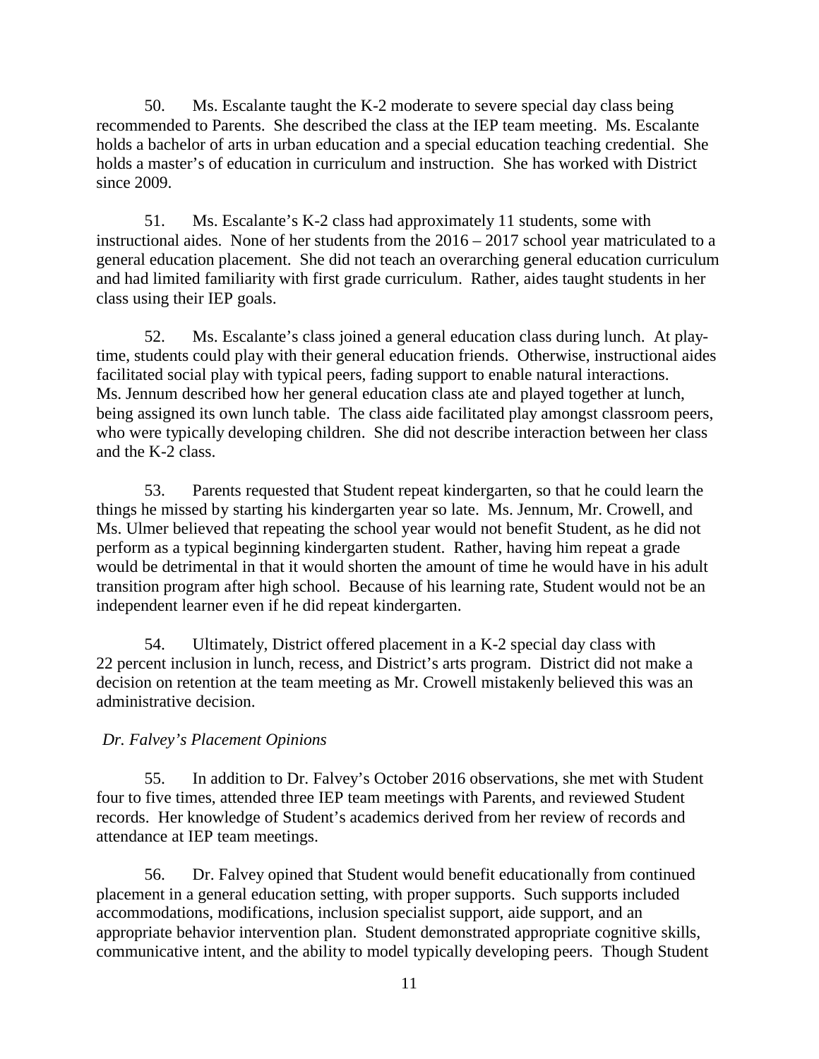50. Ms. Escalante taught the K-2 moderate to severe special day class being recommended to Parents. She described the class at the IEP team meeting. Ms. Escalante holds a bachelor of arts in urban education and a special education teaching credential. She holds a master's of education in curriculum and instruction. She has worked with District since 2009.

51. Ms. Escalante's K-2 class had approximately 11 students, some with instructional aides. None of her students from the 2016 – 2017 school year matriculated to a general education placement. She did not teach an overarching general education curriculum and had limited familiarity with first grade curriculum. Rather, aides taught students in her class using their IEP goals.

52. Ms. Escalante's class joined a general education class during lunch. At play-time, students could play with their general education friends. Otherwise, instructional aides facilitated social play with typical peers, fading support to enable natural interactions. Ms. Jennum described how her general education class ate and played together at lunch, being assigned its own lunch table. The class aide facilitated play amongst classroom peers, who were typically developing children. She did not describe interaction between her class and the K-2 class.

53. Parents requested that Student repeat kindergarten, so that he could learn the things he missed by starting his kindergarten year so late. Ms. Jennum, Mr. Crowell, and Ms. Ulmer believed that repeating the school year would not benefit Student, as he did not perform as a typical beginning kindergarten student. Rather, having him repeat a grade would be detrimental in that it would shorten the amount of time he would have in his adult transition program after high school. Because of his learning rate, Student would not be an independent learner even if he did repeat kindergarten.

54. Ultimately, District offered placement in a K-2 special day class with 22 percent inclusion in lunch, recess, and District's arts program. District did not make a decision on retention at the team meeting as Mr. Crowell mistakenly believed this was an administrative decision.

*Dr. Falvey's Placement Opinions*

55. In addition to Dr. Falvey's October 2016 observations, she met with Student four to five times, attended three IEP team meetings with Parents, and reviewed Student records. Her knowledge of Student's academics derived from her review of records and attendance at IEP team meetings.

56. Dr. Falvey opined that Student would benefit educationally from continued placement in a general education setting, with proper supports. Such supports included accommodations, modifications, inclusion specialist support, aide support, and an appropriate behavior intervention plan. Student demonstrated appropriate cognitive skills, communicative intent, and the ability to model typically developing peers. Though Student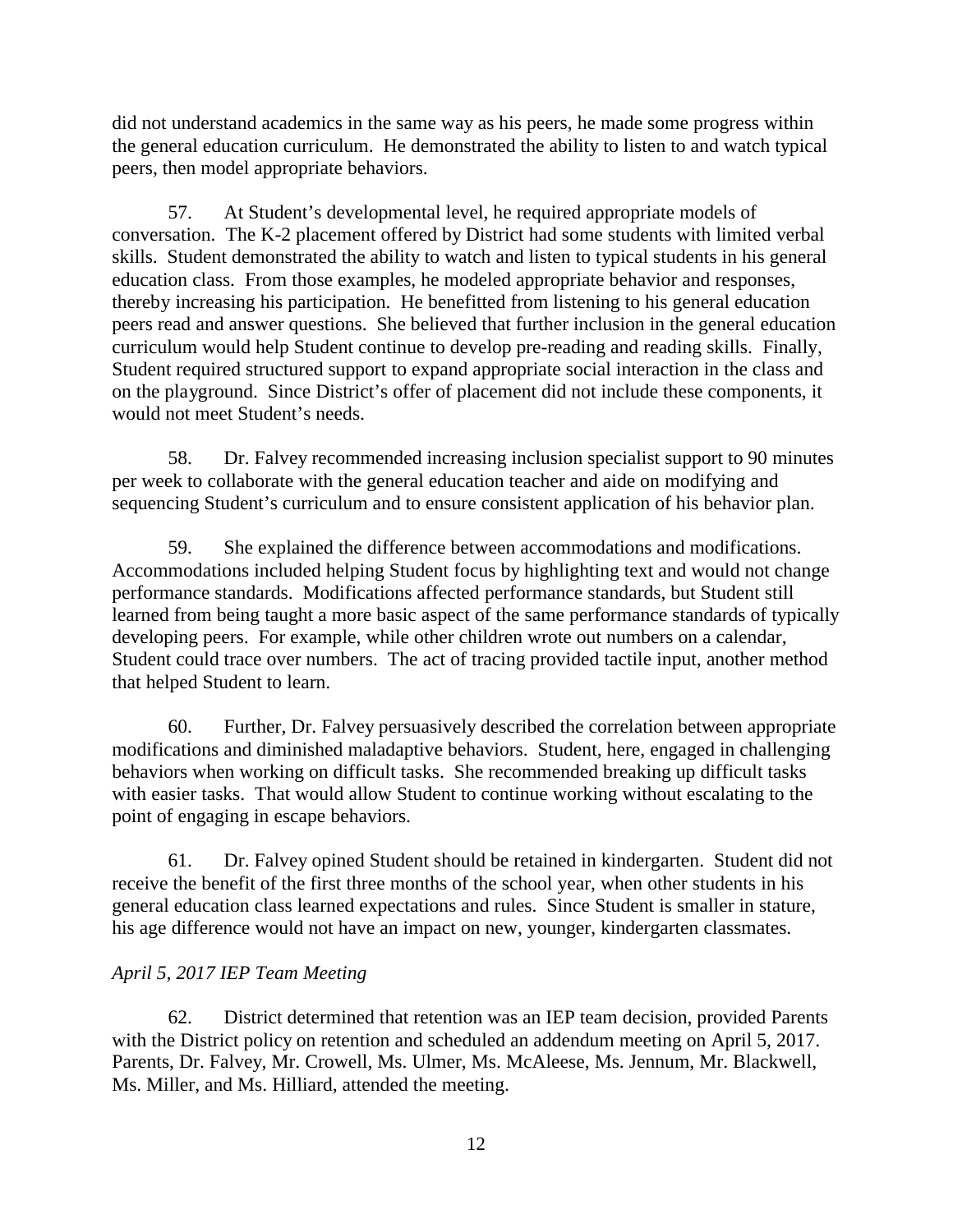did not understand academics in the same way as his peers, he made some progress within the general education curriculum. He demonstrated the ability to listen to and watch typical peers, then model appropriate behaviors.

57. At Student's developmental level, he required appropriate models of conversation. The K-2 placement offered by District had some students with limited verbal skills. Student demonstrated the ability to watch and listen to typical students in his general education class. From those examples, he modeled appropriate behavior and responses, thereby increasing his participation. He benefitted from listening to his general education peers read and answer questions. She believed that further inclusion in the general education curriculum would help Student continue to develop pre-reading and reading skills. Finally, Student required structured support to expand appropriate social interaction in the class and on the playground. Since District's offer of placement did not include these components, it would not meet Student's needs.

58. Dr. Falvey recommended increasing inclusion specialist support to 90 minutes per week to collaborate with the general education teacher and aide on modifying and sequencing Student's curriculum and to ensure consistent application of his behavior plan.

59. She explained the difference between accommodations and modifications. Accommodations included helping Student focus by highlighting text and would not change performance standards. Modifications affected performance standards, but Student still learned from being taught a more basic aspect of the same performance standards of typically developing peers. For example, while other children wrote out numbers on a calendar, Student could trace over numbers. The act of tracing provided tactile input, another method that helped Student to learn.

60. Further, Dr. Falvey persuasively described the correlation between appropriate modifications and diminished maladaptive behaviors. Student, here, engaged in challenging behaviors when working on difficult tasks. She recommended breaking up difficult tasks with easier tasks. That would allow Student to continue working without escalating to the point of engaging in escape behaviors.

61. Dr. Falvey opined Student should be retained in kindergarten. Student did not receive the benefit of the first three months of the school year, when other students in his general education class learned expectations and rules. Since Student is smaller in stature, his age difference would not have an impact on new, younger, kindergarten classmates.

*April 5, 2017 IEP Team Meeting*

62. District determined that retention was an IEP team decision, provided Parents with the District policy on retention and scheduled an addendum meeting on April 5, 2017. Parents, Dr. Falvey, Mr. Crowell, Ms. Ulmer, Ms. McAleese, Ms. Jennum, Mr. Blackwell, Ms. Miller, and Ms. Hilliard, attended the meeting.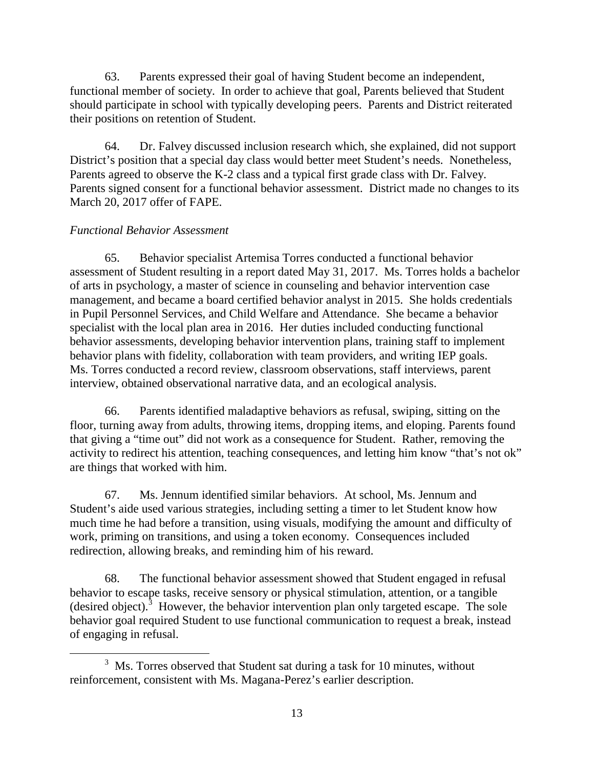63. Parents expressed their goal of having Student become an independent, functional member of society. In order to achieve that goal, Parents believed that Student should participate in school with typically developing peers. Parents and District reiterated their positions on retention of Student.

64. Dr. Falvey discussed inclusion research which, she explained, did not support District's position that a special day class would better meet Student's needs. Nonetheless, Parents agreed to observe the K-2 class and a typical first grade class with Dr. Falvey. Parents signed consent for a functional behavior assessment. District made no changes to its March 20, 2017 offer of FAPE.

*Functional Behavior Assessment*

65. Behavior specialist Artemisa Torres conducted a functional behavior assessment of Student resulting in a report dated May 31, 2017. Ms. Torres holds a bachelor of arts in psychology, a master of science in counseling and behavior intervention case management, and became a board certified behavior analyst in 2015. She holds credentials in Pupil Personnel Services, and Child Welfare and Attendance. She became a behavior specialist with the local plan area in 2016. Her duties included conducting functional behavior assessments, developing behavior intervention plans, training staff to implement behavior plans with fidelity, collaboration with team providers, and writing IEP goals. Ms. Torres conducted a record review, classroom observations, staff interviews, parent interview, obtained observational narrative data, and an ecological analysis.

66. Parents identified maladaptive behaviors as refusal, swiping, sitting on the floor, turning away from adults, throwing items, dropping items, and eloping. Parents found that giving a "time out" did not work as a consequence for Student. Rather, removing the activity to redirect his attention, teaching consequences, and letting him know "that's not ok" are things that worked with him.

67. Ms. Jennum identified similar behaviors. At school, Ms. Jennum and Student's aide used various strategies, including setting a timer to let Student know how much time he had before a transition, using visuals, modifying the amount and difficulty of work, priming on transitions, and using a token economy. Consequences included redirection, allowing breaks, and reminding him of his reward.

68. The functional behavior assessment showed that Student engaged in refusal behavior to escape tasks, receive sensory or physical stimulation, attention, or a tangible (desired object).[3] However, the behavior intervention plan only targeted escape. The sole behavior goal required Student to use functional communication to request a break, instead of engaging in refusal.

[3] Ms. Torres observed that Student sat during a task for 10 minutes, without reinforcement, consistent with Ms. Magana-Perez's earlier description.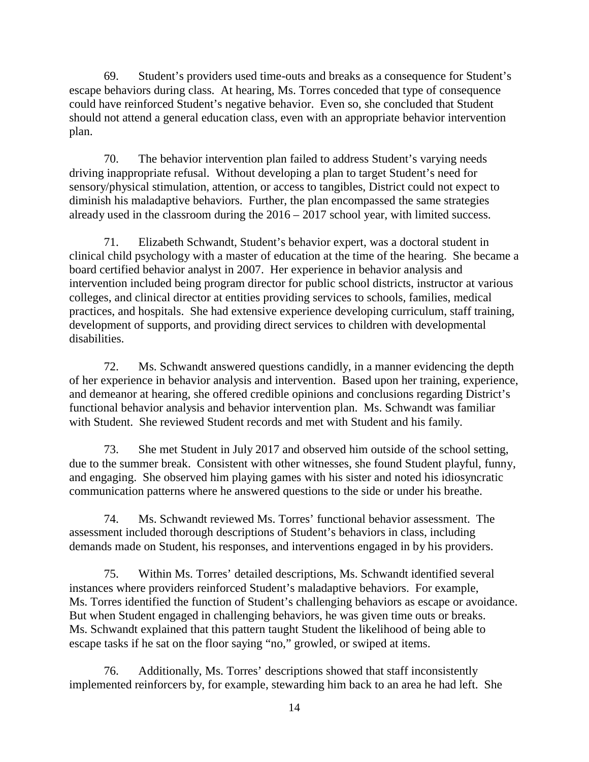69. Student's providers used time-outs and breaks as a consequence for Student's escape behaviors during class. At hearing, Ms. Torres conceded that type of consequence could have reinforced Student's negative behavior. Even so, she concluded that Student should not attend a general education class, even with an appropriate behavior intervention plan.

70. The behavior intervention plan failed to address Student's varying needs driving inappropriate refusal. Without developing a plan to target Student's need for sensory/physical stimulation, attention, or access to tangibles, District could not expect to diminish his maladaptive behaviors. Further, the plan encompassed the same strategies already used in the classroom during the 2016 – 2017 school year, with limited success.

71. Elizabeth Schwandt, Student's behavior expert, was a doctoral student in clinical child psychology with a master of education at the time of the hearing. She became a board certified behavior analyst in 2007. Her experience in behavior analysis and intervention included being program director for public school districts, instructor at various colleges, and clinical director at entities providing services to schools, families, medical practices, and hospitals. She had extensive experience developing curriculum, staff training, development of supports, and providing direct services to children with developmental disabilities.

72. Ms. Schwandt answered questions candidly, in a manner evidencing the depth of her experience in behavior analysis and intervention. Based upon her training, experience, and demeanor at hearing, she offered credible opinions and conclusions regarding District's functional behavior analysis and behavior intervention plan. Ms. Schwandt was familiar with Student. She reviewed Student records and met with Student and his family.

73. She met Student in July 2017 and observed him outside of the school setting, due to the summer break. Consistent with other witnesses, she found Student playful, funny, and engaging. She observed him playing games with his sister and noted his idiosyncratic communication patterns where he answered questions to the side or under his breathe.

74. Ms. Schwandt reviewed Ms. Torres' functional behavior assessment. The assessment included thorough descriptions of Student's behaviors in class, including demands made on Student, his responses, and interventions engaged in by his providers.

75. Within Ms. Torres' detailed descriptions, Ms. Schwandt identified several instances where providers reinforced Student's maladaptive behaviors. For example, Ms. Torres identified the function of Student's challenging behaviors as escape or avoidance. But when Student engaged in challenging behaviors, he was given time outs or breaks. Ms. Schwandt explained that this pattern taught Student the likelihood of being able to escape tasks if he sat on the floor saying "no," growled, or swiped at items.

76. Additionally, Ms. Torres' descriptions showed that staff inconsistently implemented reinforcers by, for example, stewarding him back to an area he had left. She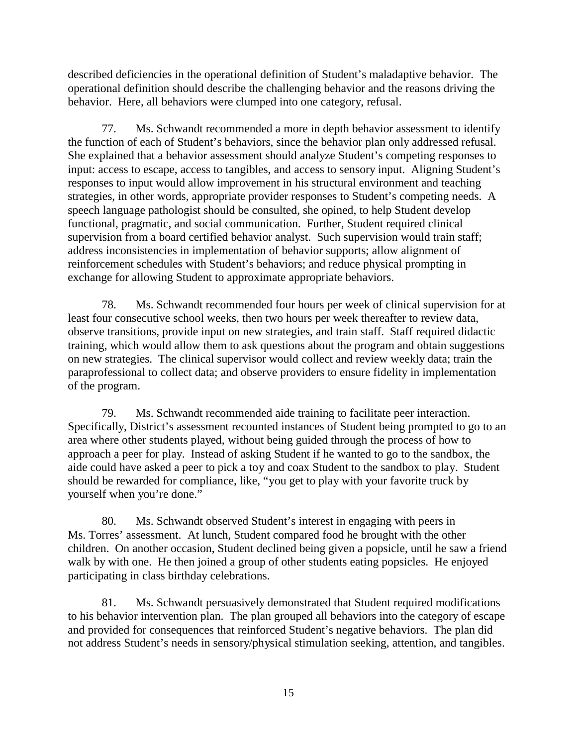described deficiencies in the operational definition of Student's maladaptive behavior. The operational definition should describe the challenging behavior and the reasons driving the behavior. Here, all behaviors were clumped into one category, refusal.

77. Ms. Schwandt recommended a more in depth behavior assessment to identify the function of each of Student's behaviors, since the behavior plan only addressed refusal. She explained that a behavior assessment should analyze Student's competing responses to input: access to escape, access to tangibles, and access to sensory input. Aligning Student's responses to input would allow improvement in his structural environment and teaching strategies, in other words, appropriate provider responses to Student's competing needs. A speech language pathologist should be consulted, she opined, to help Student develop functional, pragmatic, and social communication. Further, Student required clinical supervision from a board certified behavior analyst. Such supervision would train staff; address inconsistencies in implementation of behavior supports; allow alignment of reinforcement schedules with Student's behaviors; and reduce physical prompting in exchange for allowing Student to approximate appropriate behaviors.

78. Ms. Schwandt recommended four hours per week of clinical supervision for at least four consecutive school weeks, then two hours per week thereafter to review data, observe transitions, provide input on new strategies, and train staff. Staff required didactic training, which would allow them to ask questions about the program and obtain suggestions on new strategies. The clinical supervisor would collect and review weekly data; train the paraprofessional to collect data; and observe providers to ensure fidelity in implementation of the program.

79. Ms. Schwandt recommended aide training to facilitate peer interaction. Specifically, District's assessment recounted instances of Student being prompted to go to an area where other students played, without being guided through the process of how to approach a peer for play. Instead of asking Student if he wanted to go to the sandbox, the aide could have asked a peer to pick a toy and coax Student to the sandbox to play. Student should be rewarded for compliance, like, "you get to play with your favorite truck by yourself when you're done."

80. Ms. Schwandt observed Student's interest in engaging with peers in Ms. Torres' assessment. At lunch, Student compared food he brought with the other children. On another occasion, Student declined being given a popsicle, until he saw a friend walk by with one. He then joined a group of other students eating popsicles. He enjoyed participating in class birthday celebrations.

81. Ms. Schwandt persuasively demonstrated that Student required modifications to his behavior intervention plan. The plan grouped all behaviors into the category of escape and provided for consequences that reinforced Student's negative behaviors. The plan did not address Student's needs in sensory/physical stimulation seeking, attention, and tangibles.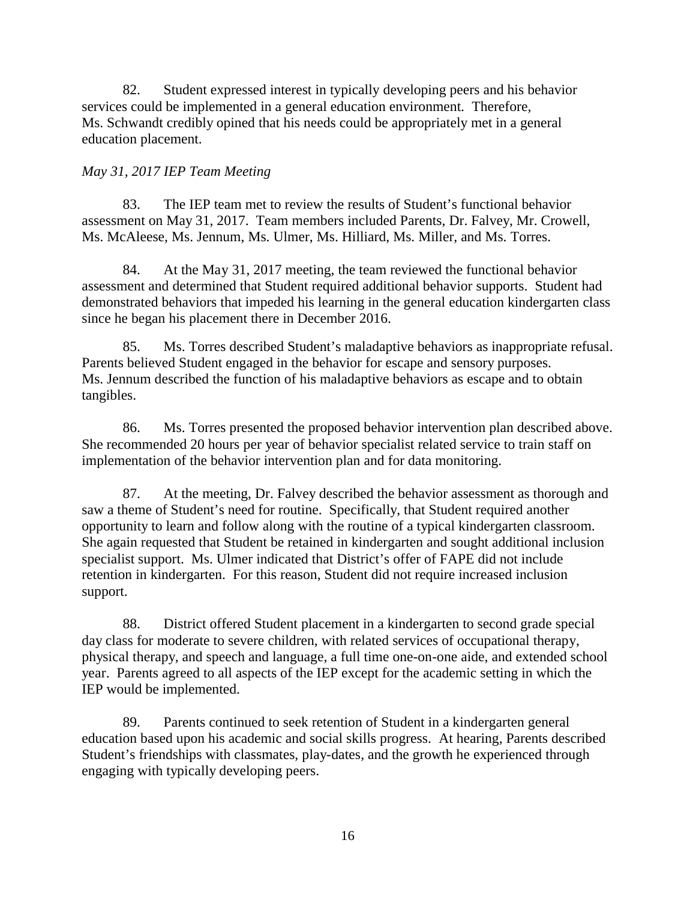82. Student expressed interest in typically developing peers and his behavior services could be implemented in a general education environment. Therefore, Ms. Schwandt credibly opined that his needs could be appropriately met in a general education placement.

*May 31, 2017 IEP Team Meeting*

83. The IEP team met to review the results of Student's functional behavior assessment on May 31, 2017. Team members included Parents, Dr. Falvey, Mr. Crowell, Ms. McAleese, Ms. Jennum, Ms. Ulmer, Ms. Hilliard, Ms. Miller, and Ms. Torres.

84. At the May 31, 2017 meeting, the team reviewed the functional behavior assessment and determined that Student required additional behavior supports. Student had demonstrated behaviors that impeded his learning in the general education kindergarten class since he began his placement there in December 2016.

85. Ms. Torres described Student's maladaptive behaviors as inappropriate refusal. Parents believed Student engaged in the behavior for escape and sensory purposes. Ms. Jennum described the function of his maladaptive behaviors as escape and to obtain tangibles.

86. Ms. Torres presented the proposed behavior intervention plan described above. She recommended 20 hours per year of behavior specialist related service to train staff on implementation of the behavior intervention plan and for data monitoring.

87. At the meeting, Dr. Falvey described the behavior assessment as thorough and saw a theme of Student's need for routine. Specifically, that Student required another opportunity to learn and follow along with the routine of a typical kindergarten classroom. She again requested that Student be retained in kindergarten and sought additional inclusion specialist support. Ms. Ulmer indicated that District's offer of FAPE did not include retention in kindergarten. For this reason, Student did not require increased inclusion support.

88. District offered Student placement in a kindergarten to second grade special day class for moderate to severe children, with related services of occupational therapy, physical therapy, and speech and language, a full time one-on-one aide, and extended school year. Parents agreed to all aspects of the IEP except for the academic setting in which the IEP would be implemented.

89. Parents continued to seek retention of Student in a kindergarten general education based upon his academic and social skills progress. At hearing, Parents described Student's friendships with classmates, play-dates, and the growth he experienced through engaging with typically developing peers.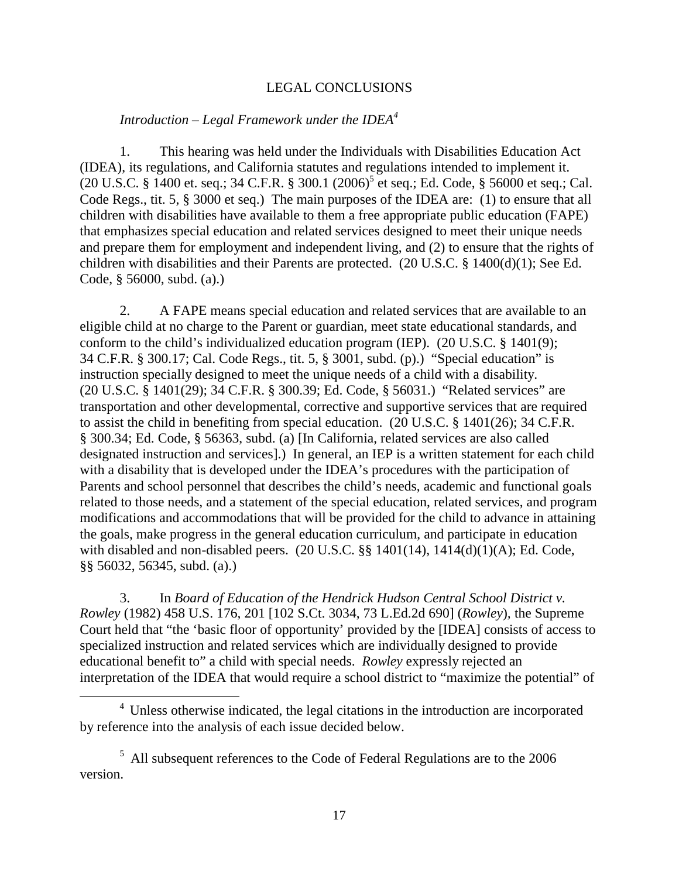## LEGAL CONCLUSIONS

*Introduction – Legal Framework under the IDEA*[4]

1. This hearing was held under the Individuals with Disabilities Education Act (IDEA), its regulations, and California statutes and regulations intended to implement it. (20 U.S.C. § 1400 et. seq.; 34 C.F.R. § 300.1 (2006)[5] et seq.; Ed. Code, § 56000 et seq.; Cal. Code Regs., tit. 5, § 3000 et seq.) The main purposes of the IDEA are: (1) to ensure that all children with disabilities have available to them a free appropriate public education (FAPE) that emphasizes special education and related services designed to meet their unique needs and prepare them for employment and independent living, and (2) to ensure that the rights of children with disabilities and their Parents are protected. (20 U.S.C. § 1400(d)(1); See Ed. Code, § 56000, subd. (a).)

2. A FAPE means special education and related services that are available to an eligible child at no charge to the Parent or guardian, meet state educational standards, and conform to the child's individualized education program (IEP). (20 U.S.C. § 1401(9); 34 C.F.R. § 300.17; Cal. Code Regs., tit. 5, § 3001, subd. (p).) "Special education" is instruction specially designed to meet the unique needs of a child with a disability. (20 U.S.C. § 1401(29); 34 C.F.R. § 300.39; Ed. Code, § 56031.) "Related services" are transportation and other developmental, corrective and supportive services that are required to assist the child in benefiting from special education. (20 U.S.C. § 1401(26); 34 C.F.R. § 300.34; Ed. Code, § 56363, subd. (a) [In California, related services are also called designated instruction and services].) In general, an IEP is a written statement for each child with a disability that is developed under the IDEA's procedures with the participation of Parents and school personnel that describes the child's needs, academic and functional goals related to those needs, and a statement of the special education, related services, and program modifications and accommodations that will be provided for the child to advance in attaining the goals, make progress in the general education curriculum, and participate in education with disabled and non-disabled peers. (20 U.S.C. §§ 1401(14), 1414(d)(1)(A); Ed. Code, §§ 56032, 56345, subd. (a).)

3. In *Board of Education of the Hendrick Hudson Central School District v. Rowley* (1982) 458 U.S. 176, 201 [102 S.Ct. 3034, 73 L.Ed.2d 690] (*Rowley*), the Supreme Court held that "the 'basic floor of opportunity' provided by the [IDEA] consists of access to specialized instruction and related services which are individually designed to provide educational benefit to" a child with special needs. *Rowley* expressly rejected an interpretation of the IDEA that would require a school district to "maximize the potential" of

---

[4] Unless otherwise indicated, the legal citations in the introduction are incorporated by reference into the analysis of each issue decided below.

[5] All subsequent references to the Code of Federal Regulations are to the 2006 version.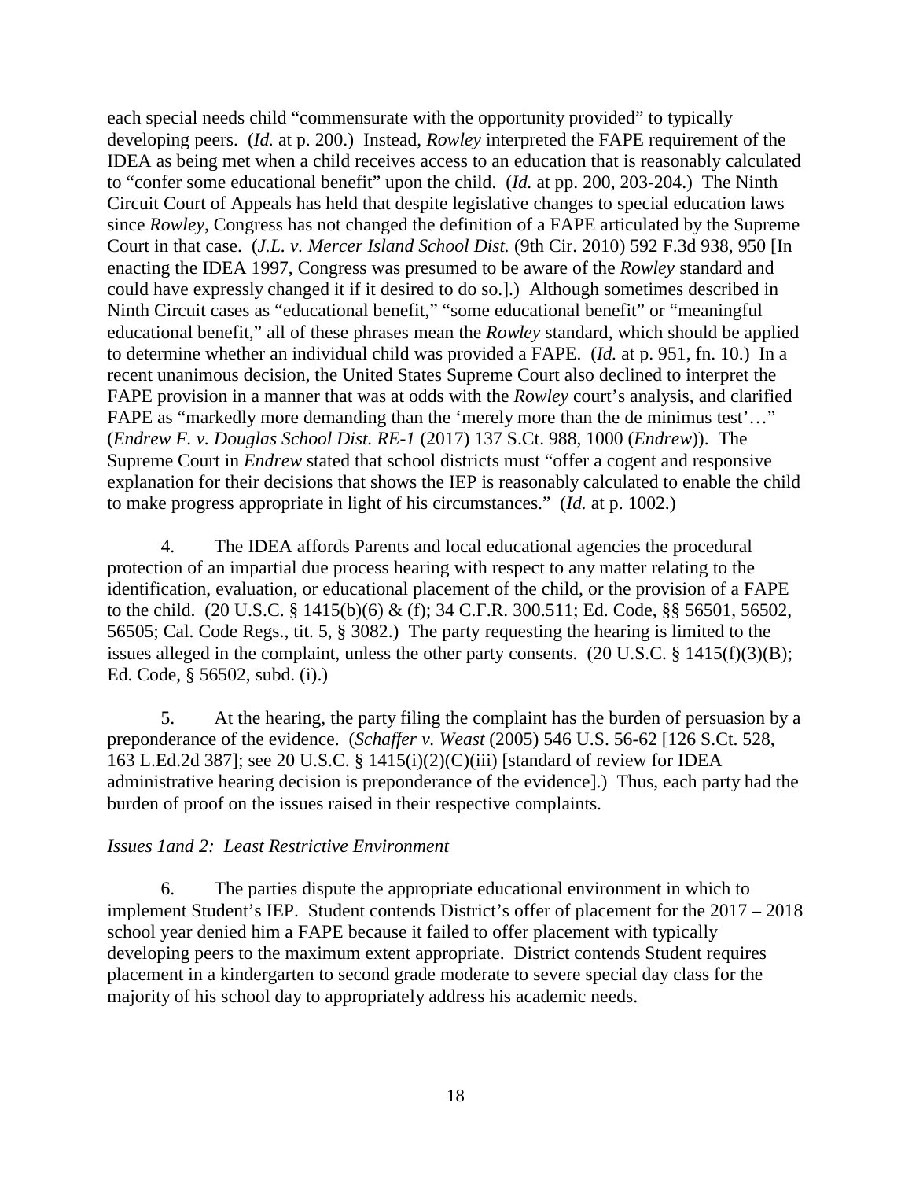each special needs child "commensurate with the opportunity provided" to typically developing peers. (*Id.* at p. 200.) Instead, *Rowley* interpreted the FAPE requirement of the IDEA as being met when a child receives access to an education that is reasonably calculated to "confer some educational benefit" upon the child. (*Id.* at pp. 200, 203-204.) The Ninth Circuit Court of Appeals has held that despite legislative changes to special education laws since *Rowley*, Congress has not changed the definition of a FAPE articulated by the Supreme Court in that case. (*J.L. v. Mercer Island School Dist.* (9th Cir. 2010) 592 F.3d 938, 950 [In enacting the IDEA 1997, Congress was presumed to be aware of the *Rowley* standard and could have expressly changed it if it desired to do so.].) Although sometimes described in Ninth Circuit cases as "educational benefit," "some educational benefit" or "meaningful educational benefit," all of these phrases mean the *Rowley* standard, which should be applied to determine whether an individual child was provided a FAPE. (*Id.* at p. 951, fn. 10.) In a recent unanimous decision, the United States Supreme Court also declined to interpret the FAPE provision in a manner that was at odds with the *Rowley* court's analysis, and clarified FAPE as "markedly more demanding than the 'merely more than the de minimus test'…" (*Endrew F. v. Douglas School Dist. RE-1* (2017) 137 S.Ct. 988, 1000 (*Endrew*)). The Supreme Court in *Endrew* stated that school districts must "offer a cogent and responsive explanation for their decisions that shows the IEP is reasonably calculated to enable the child to make progress appropriate in light of his circumstances." (*Id.* at p. 1002.)

4. The IDEA affords Parents and local educational agencies the procedural protection of an impartial due process hearing with respect to any matter relating to the identification, evaluation, or educational placement of the child, or the provision of a FAPE to the child. (20 U.S.C. § 1415(b)(6) & (f); 34 C.F.R. 300.511; Ed. Code, §§ 56501, 56502, 56505; Cal. Code Regs., tit. 5, § 3082.) The party requesting the hearing is limited to the issues alleged in the complaint, unless the other party consents. (20 U.S.C. § 1415(f)(3)(B); Ed. Code, § 56502, subd. (i).)

5. At the hearing, the party filing the complaint has the burden of persuasion by a preponderance of the evidence. (*Schaffer v. Weast* (2005) 546 U.S. 56-62 [126 S.Ct. 528, 163 L.Ed.2d 387]; see 20 U.S.C. § 1415(i)(2)(C)(iii) [standard of review for IDEA administrative hearing decision is preponderance of the evidence].) Thus, each party had the burden of proof on the issues raised in their respective complaints.

*Issues 1and 2: Least Restrictive Environment*

6. The parties dispute the appropriate educational environment in which to implement Student's IEP. Student contends District's offer of placement for the 2017 – 2018 school year denied him a FAPE because it failed to offer placement with typically developing peers to the maximum extent appropriate. District contends Student requires placement in a kindergarten to second grade moderate to severe special day class for the majority of his school day to appropriately address his academic needs.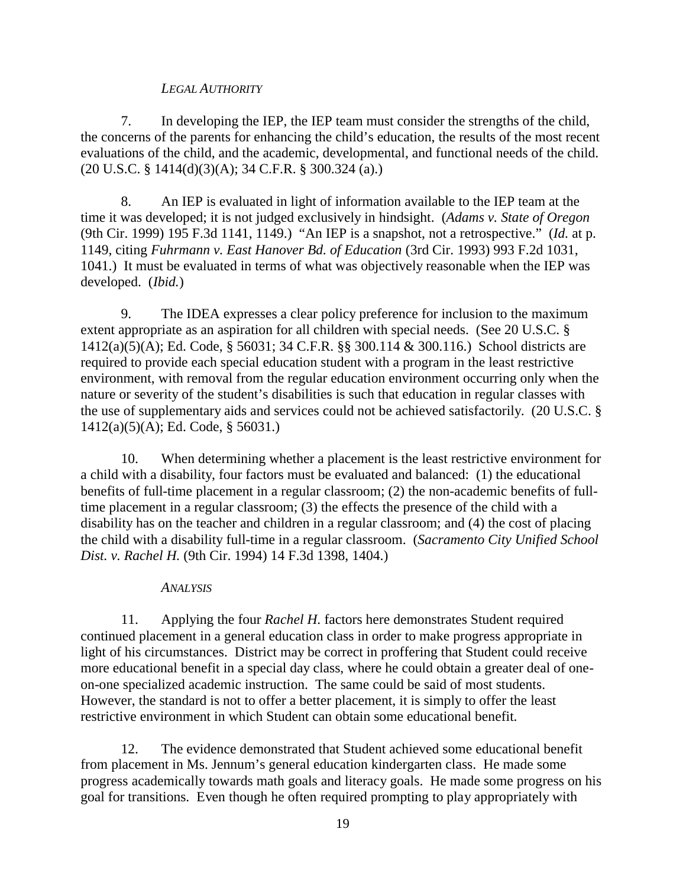*LEGAL AUTHORITY*

7. In developing the IEP, the IEP team must consider the strengths of the child, the concerns of the parents for enhancing the child's education, the results of the most recent evaluations of the child, and the academic, developmental, and functional needs of the child. (20 U.S.C. § 1414(d)(3)(A); 34 C.F.R. § 300.324 (a).)

8. An IEP is evaluated in light of information available to the IEP team at the time it was developed; it is not judged exclusively in hindsight. (*Adams v. State of Oregon* (9th Cir. 1999) 195 F.3d 1141, 1149.) "An IEP is a snapshot, not a retrospective." (*Id.* at p. 1149, citing *Fuhrmann v. East Hanover Bd. of Education* (3rd Cir. 1993) 993 F.2d 1031, 1041.) It must be evaluated in terms of what was objectively reasonable when the IEP was developed. (*Ibid.*)

9. The IDEA expresses a clear policy preference for inclusion to the maximum extent appropriate as an aspiration for all children with special needs. (See 20 U.S.C. § 1412(a)(5)(A); Ed. Code, § 56031; 34 C.F.R. §§ 300.114 & 300.116.) School districts are required to provide each special education student with a program in the least restrictive environment, with removal from the regular education environment occurring only when the nature or severity of the student's disabilities is such that education in regular classes with the use of supplementary aids and services could not be achieved satisfactorily. (20 U.S.C. § 1412(a)(5)(A); Ed. Code, § 56031.)

10. When determining whether a placement is the least restrictive environment for a child with a disability, four factors must be evaluated and balanced: (1) the educational benefits of full-time placement in a regular classroom; (2) the non-academic benefits of full-time placement in a regular classroom; (3) the effects the presence of the child with a disability has on the teacher and children in a regular classroom; and (4) the cost of placing the child with a disability full-time in a regular classroom. (*Sacramento City Unified School Dist. v. Rachel H.* (9th Cir. 1994) 14 F.3d 1398, 1404.)

*ANALYSIS*

11. Applying the four *Rachel H.* factors here demonstrates Student required continued placement in a general education class in order to make progress appropriate in light of his circumstances. District may be correct in proffering that Student could receive more educational benefit in a special day class, where he could obtain a greater deal of one-on-one specialized academic instruction. The same could be said of most students. However, the standard is not to offer a better placement, it is simply to offer the least restrictive environment in which Student can obtain some educational benefit.

12. The evidence demonstrated that Student achieved some educational benefit from placement in Ms. Jennum's general education kindergarten class. He made some progress academically towards math goals and literacy goals. He made some progress on his goal for transitions. Even though he often required prompting to play appropriately with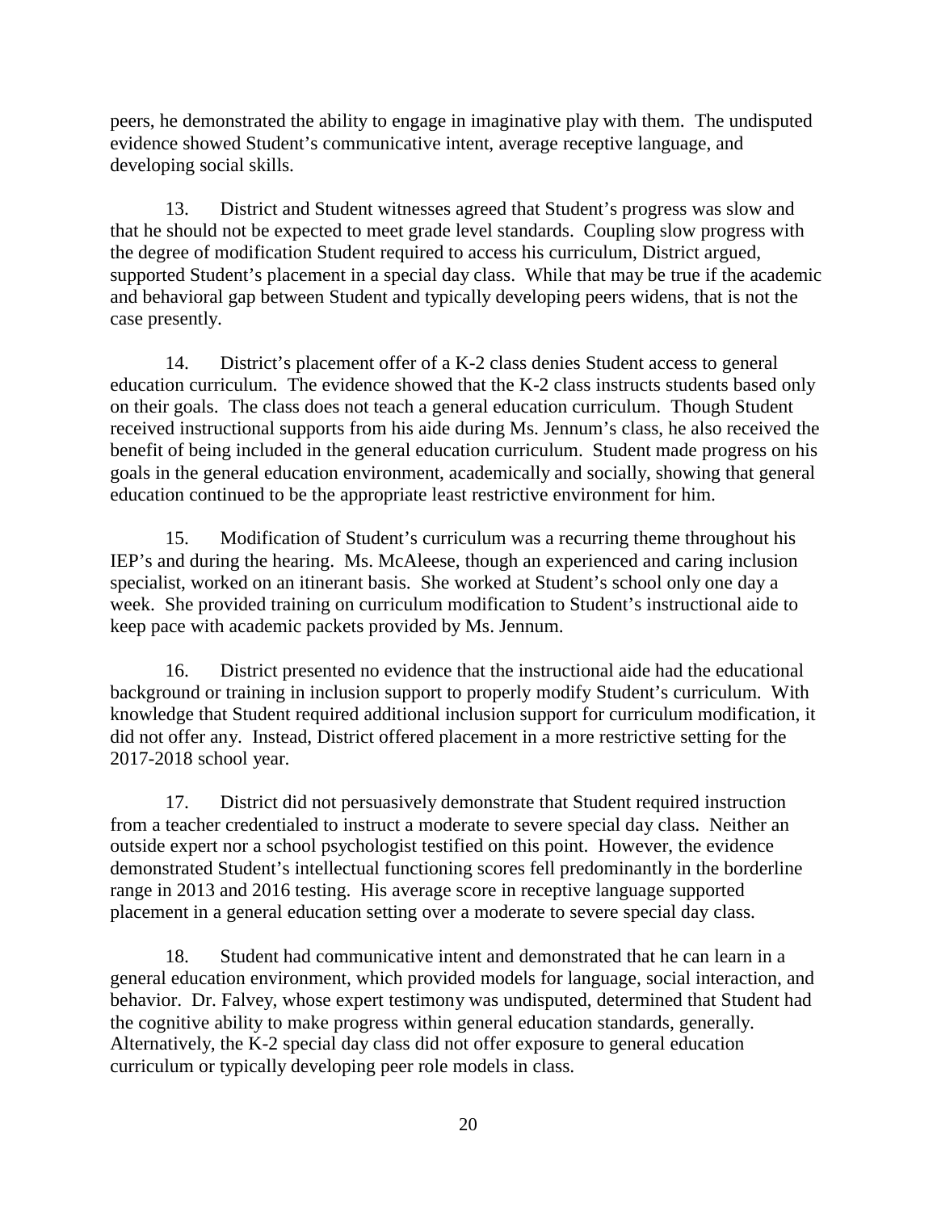peers, he demonstrated the ability to engage in imaginative play with them. The undisputed evidence showed Student's communicative intent, average receptive language, and developing social skills.

13. District and Student witnesses agreed that Student's progress was slow and that he should not be expected to meet grade level standards. Coupling slow progress with the degree of modification Student required to access his curriculum, District argued, supported Student's placement in a special day class. While that may be true if the academic and behavioral gap between Student and typically developing peers widens, that is not the case presently.

14. District's placement offer of a K-2 class denies Student access to general education curriculum. The evidence showed that the K-2 class instructs students based only on their goals. The class does not teach a general education curriculum. Though Student received instructional supports from his aide during Ms. Jennum's class, he also received the benefit of being included in the general education curriculum. Student made progress on his goals in the general education environment, academically and socially, showing that general education continued to be the appropriate least restrictive environment for him.

15. Modification of Student's curriculum was a recurring theme throughout his IEP's and during the hearing. Ms. McAleese, though an experienced and caring inclusion specialist, worked on an itinerant basis. She worked at Student's school only one day a week. She provided training on curriculum modification to Student's instructional aide to keep pace with academic packets provided by Ms. Jennum.

16. District presented no evidence that the instructional aide had the educational background or training in inclusion support to properly modify Student's curriculum. With knowledge that Student required additional inclusion support for curriculum modification, it did not offer any. Instead, District offered placement in a more restrictive setting for the 2017-2018 school year.

17. District did not persuasively demonstrate that Student required instruction from a teacher credentialed to instruct a moderate to severe special day class. Neither an outside expert nor a school psychologist testified on this point. However, the evidence demonstrated Student's intellectual functioning scores fell predominantly in the borderline range in 2013 and 2016 testing. His average score in receptive language supported placement in a general education setting over a moderate to severe special day class.

18. Student had communicative intent and demonstrated that he can learn in a general education environment, which provided models for language, social interaction, and behavior. Dr. Falvey, whose expert testimony was undisputed, determined that Student had the cognitive ability to make progress within general education standards, generally. Alternatively, the K-2 special day class did not offer exposure to general education curriculum or typically developing peer role models in class.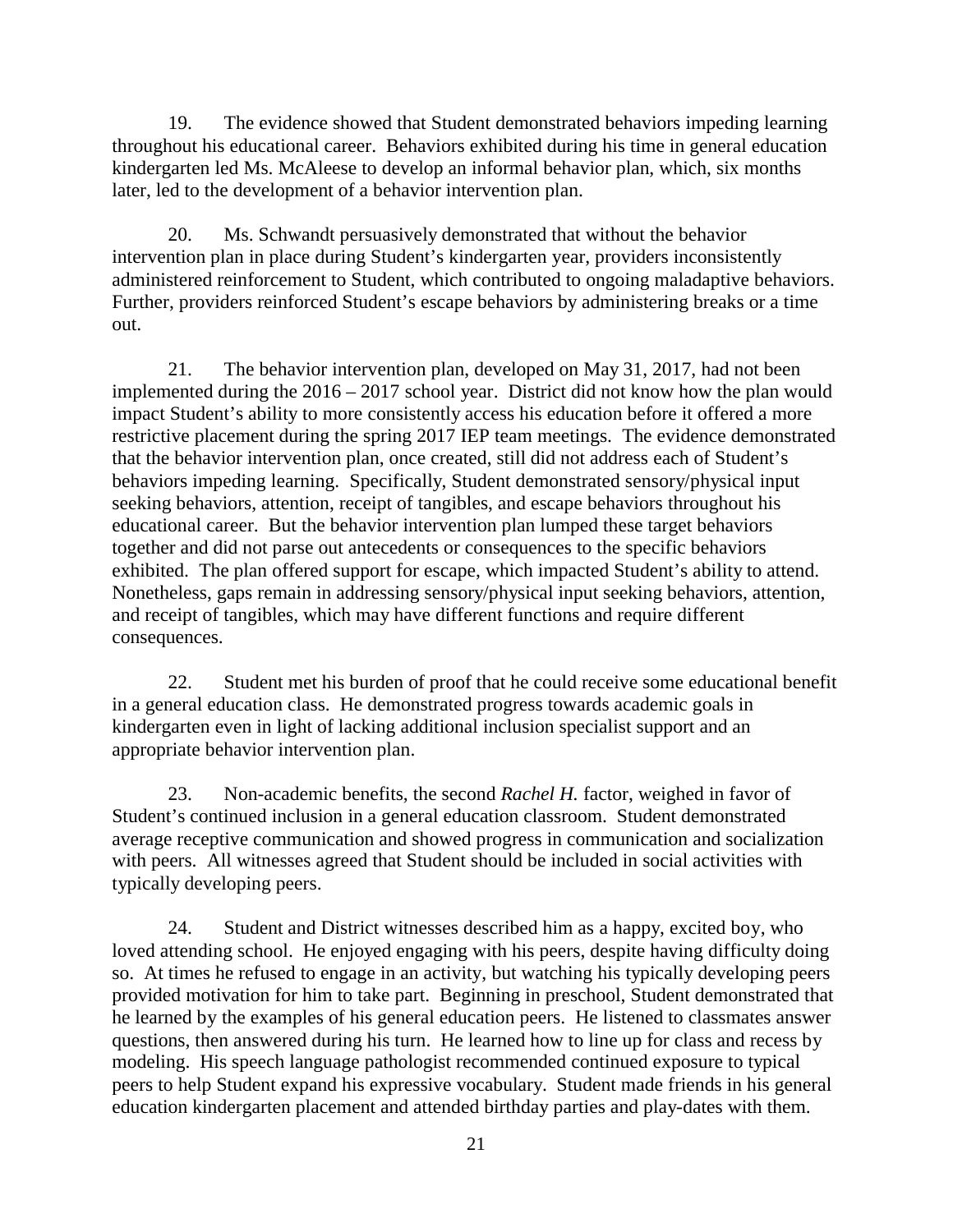19. The evidence showed that Student demonstrated behaviors impeding learning throughout his educational career. Behaviors exhibited during his time in general education kindergarten led Ms. McAleese to develop an informal behavior plan, which, six months later, led to the development of a behavior intervention plan.

20. Ms. Schwandt persuasively demonstrated that without the behavior intervention plan in place during Student's kindergarten year, providers inconsistently administered reinforcement to Student, which contributed to ongoing maladaptive behaviors. Further, providers reinforced Student's escape behaviors by administering breaks or a time out.

21. The behavior intervention plan, developed on May 31, 2017, had not been implemented during the 2016 – 2017 school year. District did not know how the plan would impact Student's ability to more consistently access his education before it offered a more restrictive placement during the spring 2017 IEP team meetings. The evidence demonstrated that the behavior intervention plan, once created, still did not address each of Student's behaviors impeding learning. Specifically, Student demonstrated sensory/physical input seeking behaviors, attention, receipt of tangibles, and escape behaviors throughout his educational career. But the behavior intervention plan lumped these target behaviors together and did not parse out antecedents or consequences to the specific behaviors exhibited. The plan offered support for escape, which impacted Student's ability to attend. Nonetheless, gaps remain in addressing sensory/physical input seeking behaviors, attention, and receipt of tangibles, which may have different functions and require different consequences.

22. Student met his burden of proof that he could receive some educational benefit in a general education class. He demonstrated progress towards academic goals in kindergarten even in light of lacking additional inclusion specialist support and an appropriate behavior intervention plan.

23. Non-academic benefits, the second *Rachel H.* factor, weighed in favor of Student's continued inclusion in a general education classroom. Student demonstrated average receptive communication and showed progress in communication and socialization with peers. All witnesses agreed that Student should be included in social activities with typically developing peers.

24. Student and District witnesses described him as a happy, excited boy, who loved attending school. He enjoyed engaging with his peers, despite having difficulty doing so. At times he refused to engage in an activity, but watching his typically developing peers provided motivation for him to take part. Beginning in preschool, Student demonstrated that he learned by the examples of his general education peers. He listened to classmates answer questions, then answered during his turn. He learned how to line up for class and recess by modeling. His speech language pathologist recommended continued exposure to typical peers to help Student expand his expressive vocabulary. Student made friends in his general education kindergarten placement and attended birthday parties and play-dates with them.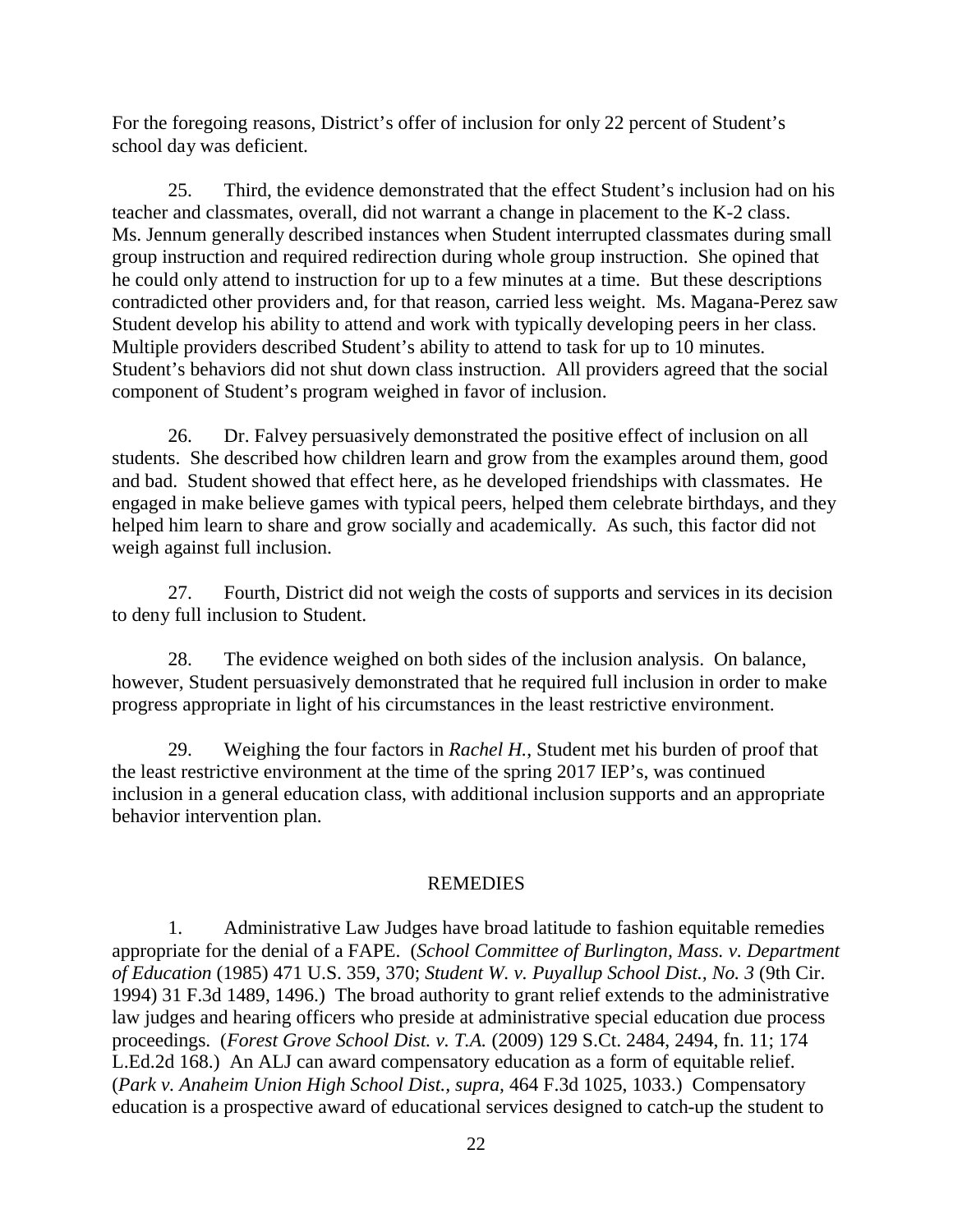For the foregoing reasons, District's offer of inclusion for only 22 percent of Student's school day was deficient.

25. Third, the evidence demonstrated that the effect Student's inclusion had on his teacher and classmates, overall, did not warrant a change in placement to the K-2 class. Ms. Jennum generally described instances when Student interrupted classmates during small group instruction and required redirection during whole group instruction. She opined that he could only attend to instruction for up to a few minutes at a time. But these descriptions contradicted other providers and, for that reason, carried less weight. Ms. Magana-Perez saw Student develop his ability to attend and work with typically developing peers in her class. Multiple providers described Student's ability to attend to task for up to 10 minutes. Student's behaviors did not shut down class instruction. All providers agreed that the social component of Student's program weighed in favor of inclusion.

26. Dr. Falvey persuasively demonstrated the positive effect of inclusion on all students. She described how children learn and grow from the examples around them, good and bad. Student showed that effect here, as he developed friendships with classmates. He engaged in make believe games with typical peers, helped them celebrate birthdays, and they helped him learn to share and grow socially and academically. As such, this factor did not weigh against full inclusion.

27. Fourth, District did not weigh the costs of supports and services in its decision to deny full inclusion to Student.

28. The evidence weighed on both sides of the inclusion analysis. On balance, however, Student persuasively demonstrated that he required full inclusion in order to make progress appropriate in light of his circumstances in the least restrictive environment.

29. Weighing the four factors in *Rachel H.*, Student met his burden of proof that the least restrictive environment at the time of the spring 2017 IEP's, was continued inclusion in a general education class, with additional inclusion supports and an appropriate behavior intervention plan.

## REMEDIES

1. Administrative Law Judges have broad latitude to fashion equitable remedies appropriate for the denial of a FAPE. (*School Committee of Burlington, Mass. v. Department of Education* (1985) 471 U.S. 359, 370; *Student W. v. Puyallup School Dist., No. 3* (9th Cir. 1994) 31 F.3d 1489, 1496.) The broad authority to grant relief extends to the administrative law judges and hearing officers who preside at administrative special education due process proceedings. (*Forest Grove School Dist. v. T.A.* (2009) 129 S.Ct. 2484, 2494, fn. 11; 174 L.Ed.2d 168.) An ALJ can award compensatory education as a form of equitable relief. (*Park v. Anaheim Union High School Dist., supra,* 464 F.3d 1025, 1033.) Compensatory education is a prospective award of educational services designed to catch-up the student to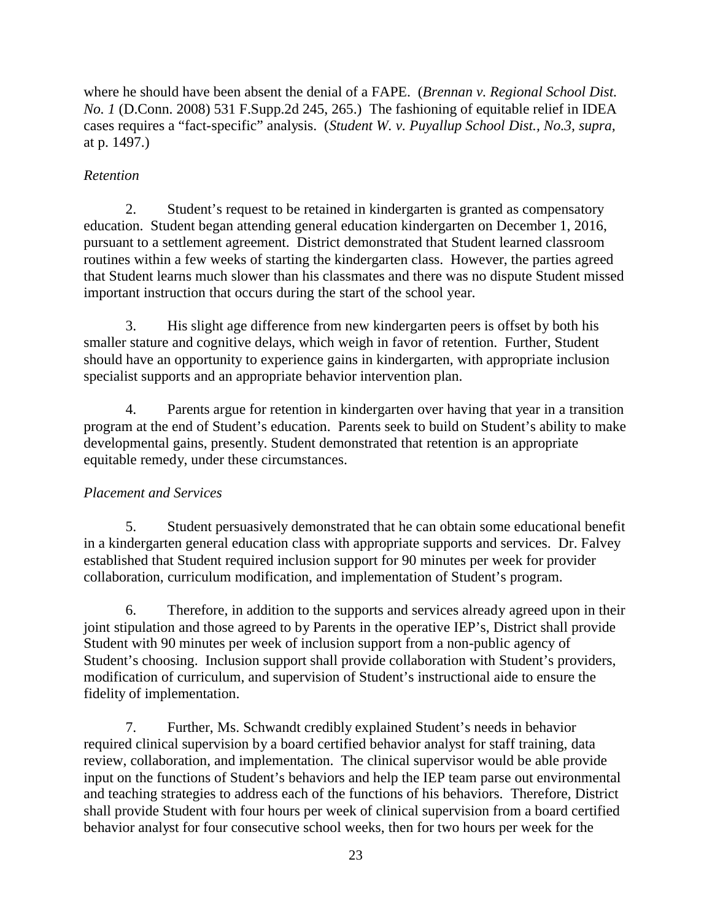where he should have been absent the denial of a FAPE. (*Brennan v. Regional School Dist. No. 1* (D.Conn. 2008) 531 F.Supp.2d 245, 265.) The fashioning of equitable relief in IDEA cases requires a "fact-specific" analysis. (*Student W. v. Puyallup School Dist., No.3, supra,* at p. 1497.)

*Retention*

2. Student's request to be retained in kindergarten is granted as compensatory education. Student began attending general education kindergarten on December 1, 2016, pursuant to a settlement agreement. District demonstrated that Student learned classroom routines within a few weeks of starting the kindergarten class. However, the parties agreed that Student learns much slower than his classmates and there was no dispute Student missed important instruction that occurs during the start of the school year.

3. His slight age difference from new kindergarten peers is offset by both his smaller stature and cognitive delays, which weigh in favor of retention. Further, Student should have an opportunity to experience gains in kindergarten, with appropriate inclusion specialist supports and an appropriate behavior intervention plan.

4. Parents argue for retention in kindergarten over having that year in a transition program at the end of Student's education. Parents seek to build on Student's ability to make developmental gains, presently. Student demonstrated that retention is an appropriate equitable remedy, under these circumstances.

*Placement and Services*

5. Student persuasively demonstrated that he can obtain some educational benefit in a kindergarten general education class with appropriate supports and services. Dr. Falvey established that Student required inclusion support for 90 minutes per week for provider collaboration, curriculum modification, and implementation of Student's program.

6. Therefore, in addition to the supports and services already agreed upon in their joint stipulation and those agreed to by Parents in the operative IEP's, District shall provide Student with 90 minutes per week of inclusion support from a non-public agency of Student's choosing. Inclusion support shall provide collaboration with Student's providers, modification of curriculum, and supervision of Student's instructional aide to ensure the fidelity of implementation.

7. Further, Ms. Schwandt credibly explained Student's needs in behavior required clinical supervision by a board certified behavior analyst for staff training, data review, collaboration, and implementation. The clinical supervisor would be able provide input on the functions of Student's behaviors and help the IEP team parse out environmental and teaching strategies to address each of the functions of his behaviors. Therefore, District shall provide Student with four hours per week of clinical supervision from a board certified behavior analyst for four consecutive school weeks, then for two hours per week for the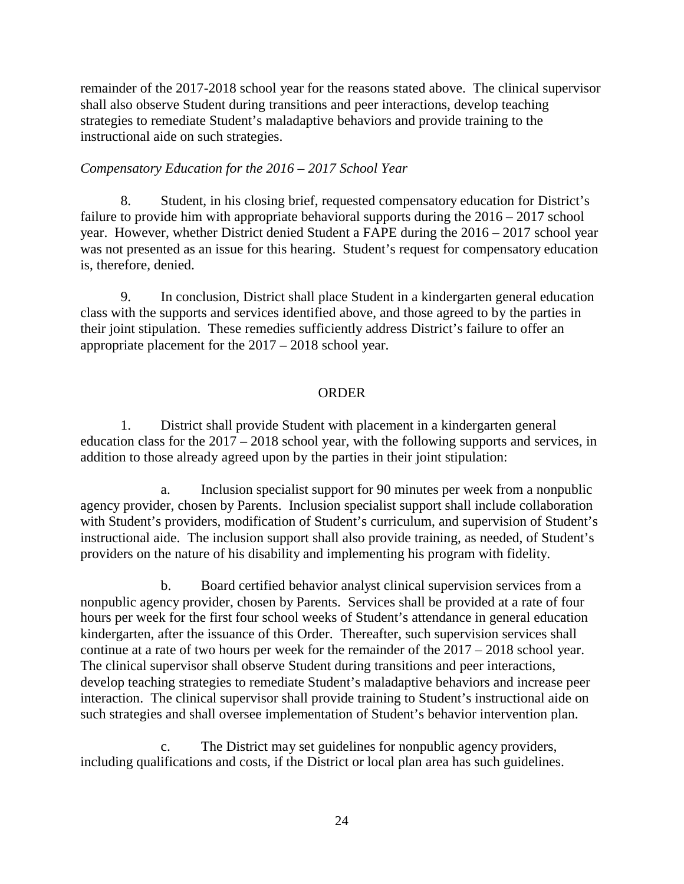remainder of the 2017-2018 school year for the reasons stated above. The clinical supervisor shall also observe Student during transitions and peer interactions, develop teaching strategies to remediate Student's maladaptive behaviors and provide training to the instructional aide on such strategies.

*Compensatory Education for the 2016 – 2017 School Year*

8. Student, in his closing brief, requested compensatory education for District's failure to provide him with appropriate behavioral supports during the 2016 – 2017 school year. However, whether District denied Student a FAPE during the 2016 – 2017 school year was not presented as an issue for this hearing. Student's request for compensatory education is, therefore, denied.

9. In conclusion, District shall place Student in a kindergarten general education class with the supports and services identified above, and those agreed to by the parties in their joint stipulation. These remedies sufficiently address District's failure to offer an appropriate placement for the 2017 – 2018 school year.

## ORDER

1. District shall provide Student with placement in a kindergarten general education class for the 2017 – 2018 school year, with the following supports and services, in addition to those already agreed upon by the parties in their joint stipulation:

a. Inclusion specialist support for 90 minutes per week from a nonpublic agency provider, chosen by Parents. Inclusion specialist support shall include collaboration with Student's providers, modification of Student's curriculum, and supervision of Student's instructional aide. The inclusion support shall also provide training, as needed, of Student's providers on the nature of his disability and implementing his program with fidelity.

b. Board certified behavior analyst clinical supervision services from a nonpublic agency provider, chosen by Parents. Services shall be provided at a rate of four hours per week for the first four school weeks of Student's attendance in general education kindergarten, after the issuance of this Order. Thereafter, such supervision services shall continue at a rate of two hours per week for the remainder of the 2017 – 2018 school year. The clinical supervisor shall observe Student during transitions and peer interactions, develop teaching strategies to remediate Student's maladaptive behaviors and increase peer interaction. The clinical supervisor shall provide training to Student's instructional aide on such strategies and shall oversee implementation of Student's behavior intervention plan.

c. The District may set guidelines for nonpublic agency providers, including qualifications and costs, if the District or local plan area has such guidelines.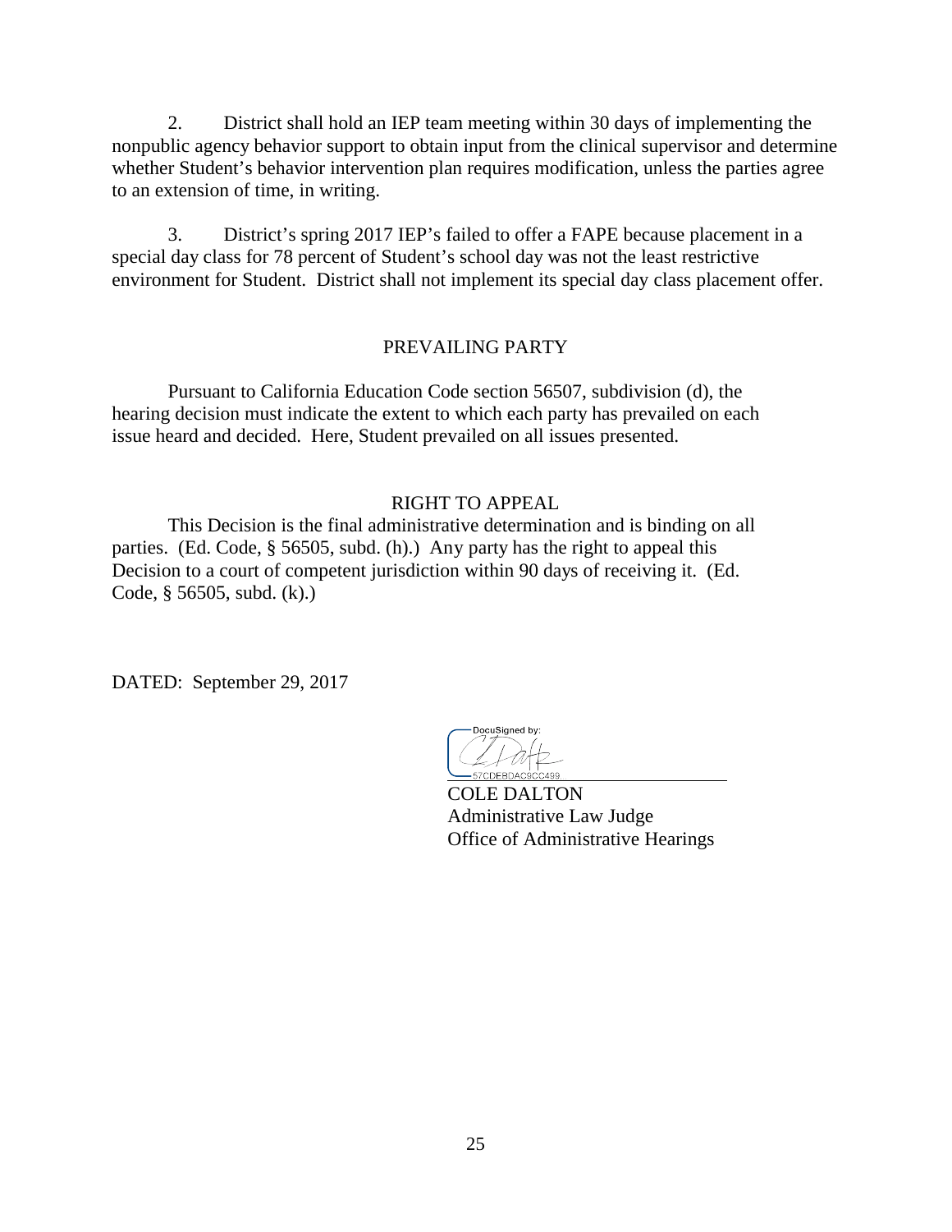2. District shall hold an IEP team meeting within 30 days of implementing the nonpublic agency behavior support to obtain input from the clinical supervisor and determine whether Student's behavior intervention plan requires modification, unless the parties agree to an extension of time, in writing.

3. District's spring 2017 IEP's failed to offer a FAPE because placement in a special day class for 78 percent of Student's school day was not the least restrictive environment for Student. District shall not implement its special day class placement offer.

## PREVAILING PARTY

Pursuant to California Education Code section 56507, subdivision (d), the hearing decision must indicate the extent to which each party has prevailed on each issue heard and decided. Here, Student prevailed on all issues presented.

## RIGHT TO APPEAL

This Decision is the final administrative determination and is binding on all parties. (Ed. Code, § 56505, subd. (h).) Any party has the right to appeal this Decision to a court of competent jurisdiction within 90 days of receiving it. (Ed. Code, § 56505, subd. (k).)

DATED: September 29, 2017

DocuSigned by:
57CDEBDAC9CC499...

COLE DALTON
Administrative Law Judge
Office of Administrative Hearings